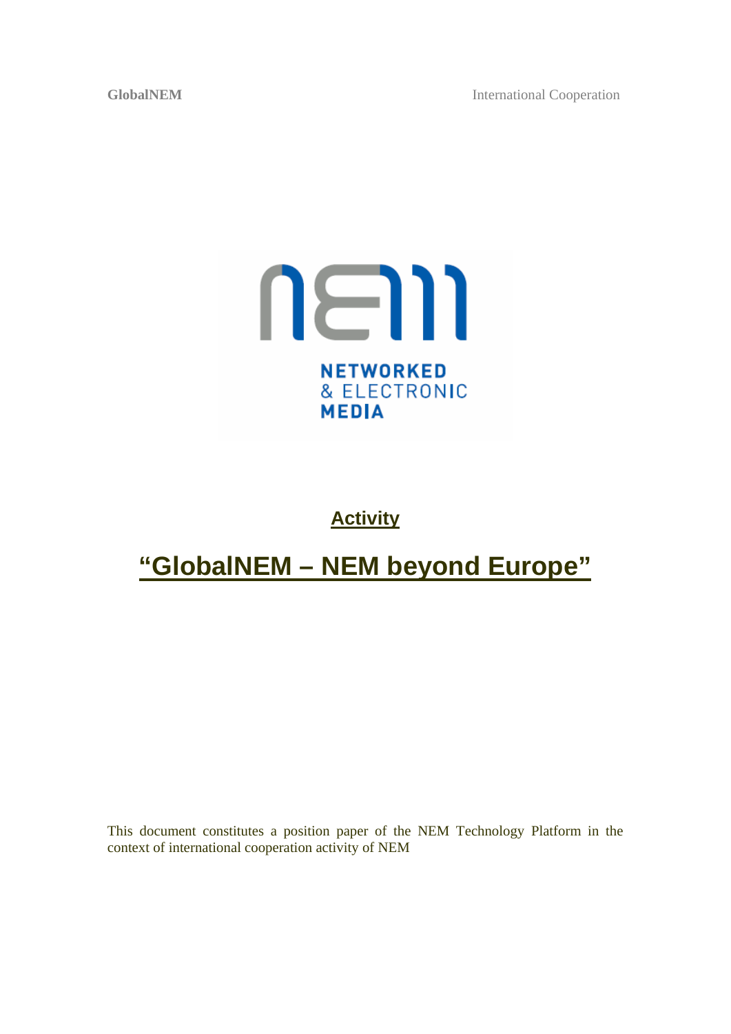NETWORKED
& ELECTRONIC
MEDIA

**Activity**

# "GlobalNEM – NEM beyond Europe"

This document constitutes a position paper of the NEM Technology Platform in the context of international cooperation activity of NEM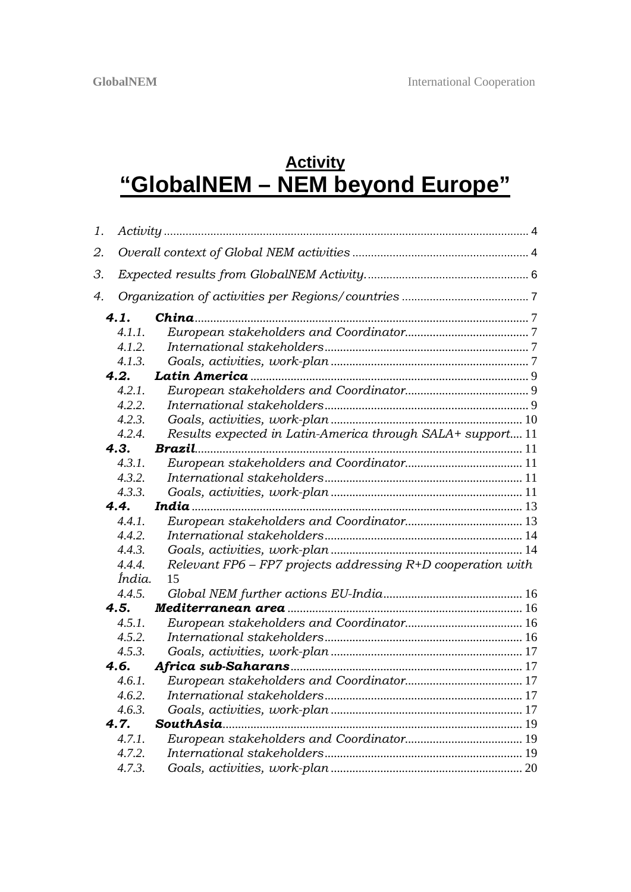## Activity

# "GlobalNEM – NEM beyond Europe"

1. *Activity* .......... 4
2. *Overall context of Global NEM activities* .......... 4
3. *Expected results from GlobalNEM Activity.* .......... 6
4. *Organization of activities per Regions/countries* .......... 7
   - ***4.1. China*** .......... 7
     - *4.1.1. European stakeholders and Coordinator* .......... 7
     - *4.1.2. International stakeholders* .......... 7
     - *4.1.3. Goals, activities, work-plan* .......... 7
   - ***4.2. Latin America*** .......... 9
     - *4.2.1. European stakeholders and Coordinator* .......... 9
     - *4.2.2. International stakeholders* .......... 9
     - *4.2.3. Goals, activities, work-plan* .......... 10
     - *4.2.4. Results expected in Latin-America through SALA+ support* .......... 11
   - ***4.3. Brazil*** .......... 11
     - *4.3.1. European stakeholders and Coordinator* .......... 11
     - *4.3.2. International stakeholders* .......... 11
     - *4.3.3. Goals, activities, work-plan* .......... 11
   - ***4.4. India*** .......... 13
     - *4.4.1. European stakeholders and Coordinator* .......... 13
     - *4.4.2. International stakeholders* .......... 14
     - *4.4.3. Goals, activities, work-plan* .......... 14
     - *4.4.4. Relevant FP6 – FP7 projects addressing R+D cooperation with Índia.* 15
     - *4.4.5. Global NEM further actions EU-India* .......... 16
   - ***4.5. Mediterranean area*** .......... 16
     - *4.5.1. European stakeholders and Coordinator* .......... 16
     - *4.5.2. International stakeholders* .......... 16
     - *4.5.3. Goals, activities, work-plan* .......... 17
   - ***4.6. Africa sub-Saharans*** .......... 17
     - *4.6.1. European stakeholders and Coordinator* .......... 17
     - *4.6.2. International stakeholders* .......... 17
     - *4.6.3. Goals, activities, work-plan* .......... 17
   - ***4.7. SouthAsia*** .......... 19
     - *4.7.1. European stakeholders and Coordinator* .......... 19
     - *4.7.2. International stakeholders* .......... 19
     - *4.7.3. Goals, activities, work-plan* .......... 20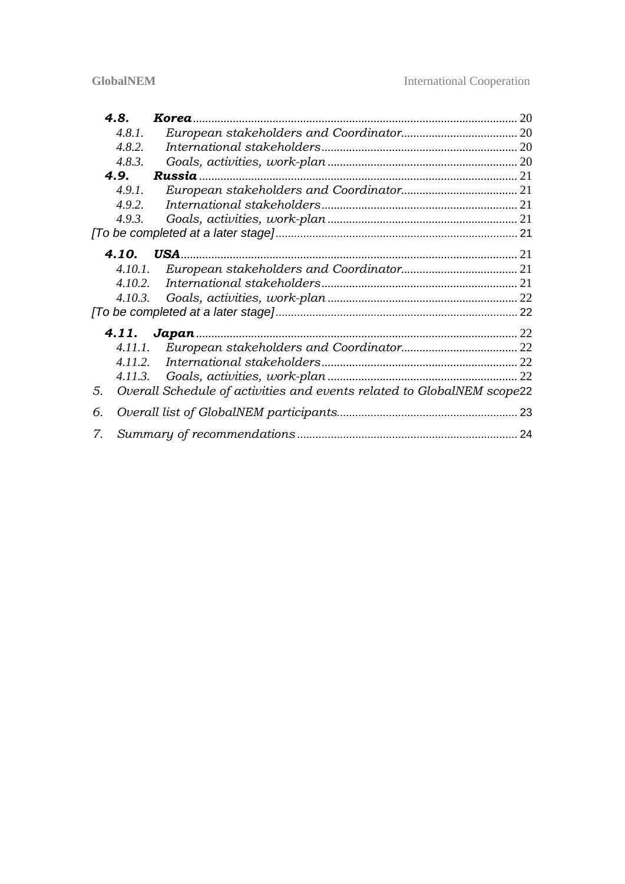**4.8. Korea** ........ 20

*4.8.1. European stakeholders and Coordinator* ........ 20

*4.8.2. International stakeholders* ........ 20

*4.8.3. Goals, activities, work-plan* ........ 20

**4.9. Russia** ........ 21

*4.9.1. European stakeholders and Coordinator* ........ 21

*4.9.2. International stakeholders* ........ 21

*4.9.3. Goals, activities, work-plan* ........ 21

*[To be completed at a later stage]* ........ 21

**4.10. USA** ........ 21

*4.10.1. European stakeholders and Coordinator* ........ 21

*4.10.2. International stakeholders* ........ 21

*4.10.3. Goals, activities, work-plan* ........ 22

*[To be completed at a later stage]* ........ 22

**4.11. Japan** ........ 22

*4.11.1. European stakeholders and Coordinator* ........ 22

*4.11.2. International stakeholders* ........ 22

*4.11.3. Goals, activities, work-plan* ........ 22

*5. Overall Schedule of activities and events related to GlobalNEM scope* 22

*6. Overall list of GlobalNEM participants* ........ 23

*7. Summary of recommendations* ........ 24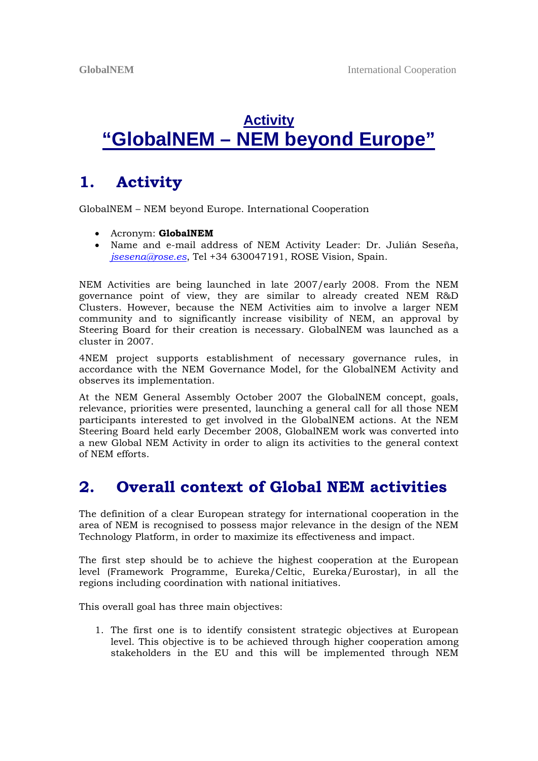# Activity
# "GlobalNEM – NEM beyond Europe"

## 1. Activity

GlobalNEM – NEM beyond Europe. International Cooperation

- Acronym: **GlobalNEM**
- Name and e-mail address of NEM Activity Leader: Dr. Julián Seseña, *jsesena@rose.es*, Tel +34 630047191, ROSE Vision, Spain.

NEM Activities are being launched in late 2007/early 2008. From the NEM governance point of view, they are similar to already created NEM R&D Clusters. However, because the NEM Activities aim to involve a larger NEM community and to significantly increase visibility of NEM, an approval by Steering Board for their creation is necessary. GlobalNEM was launched as a cluster in 2007.

4NEM project supports establishment of necessary governance rules, in accordance with the NEM Governance Model, for the GlobalNEM Activity and observes its implementation.

At the NEM General Assembly October 2007 the GlobalNEM concept, goals, relevance, priorities were presented, launching a general call for all those NEM participants interested to get involved in the GlobalNEM actions. At the NEM Steering Board held early December 2008, GlobalNEM work was converted into a new Global NEM Activity in order to align its activities to the general context of NEM efforts.

## 2. Overall context of Global NEM activities

The definition of a clear European strategy for international cooperation in the area of NEM is recognised to possess major relevance in the design of the NEM Technology Platform, in order to maximize its effectiveness and impact.

The first step should be to achieve the highest cooperation at the European level (Framework Programme, Eureka/Celtic, Eureka/Eurostar), in all the regions including coordination with national initiatives.

This overall goal has three main objectives:

1. The first one is to identify consistent strategic objectives at European level. This objective is to be achieved through higher cooperation among stakeholders in the EU and this will be implemented through NEM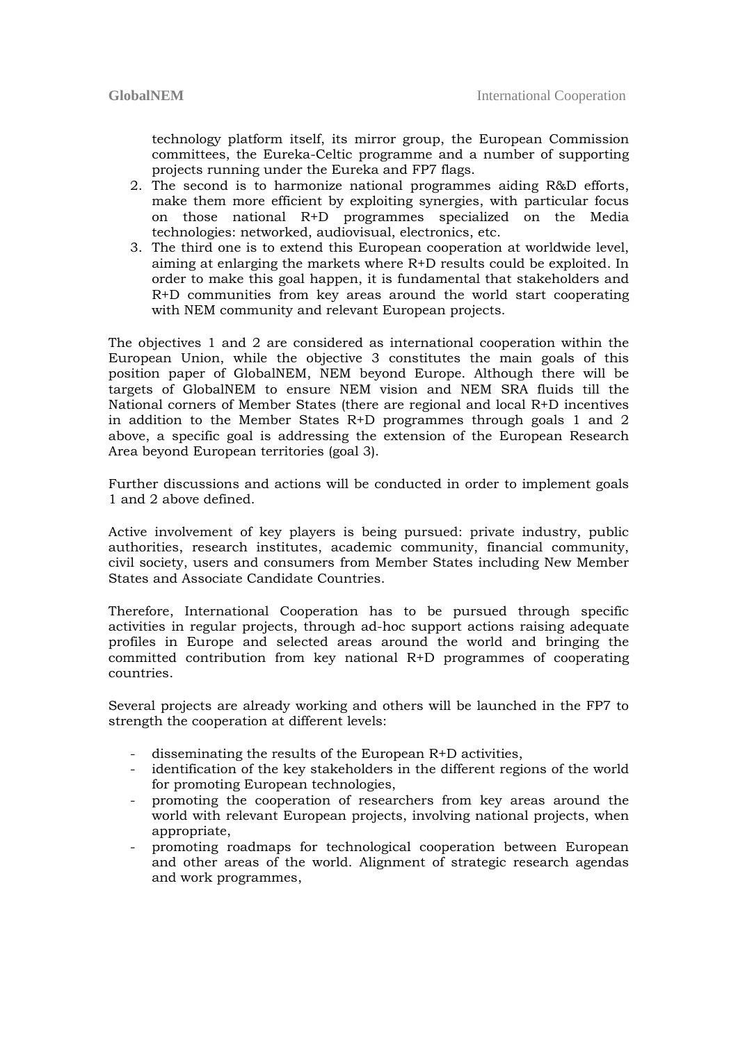technology platform itself, its mirror group, the European Commission committees, the Eureka-Celtic programme and a number of supporting projects running under the Eureka and FP7 flags.

2. The second is to harmonize national programmes aiding R&D efforts, make them more efficient by exploiting synergies, with particular focus on those national R+D programmes specialized on the Media technologies: networked, audiovisual, electronics, etc.
3. The third one is to extend this European cooperation at worldwide level, aiming at enlarging the markets where R+D results could be exploited. In order to make this goal happen, it is fundamental that stakeholders and R+D communities from key areas around the world start cooperating with NEM community and relevant European projects.

The objectives 1 and 2 are considered as international cooperation within the European Union, while the objective 3 constitutes the main goals of this position paper of GlobalNEM, NEM beyond Europe. Although there will be targets of GlobalNEM to ensure NEM vision and NEM SRA fluids till the National corners of Member States (there are regional and local R+D incentives in addition to the Member States R+D programmes through goals 1 and 2 above, a specific goal is addressing the extension of the European Research Area beyond European territories (goal 3).

Further discussions and actions will be conducted in order to implement goals 1 and 2 above defined.

Active involvement of key players is being pursued: private industry, public authorities, research institutes, academic community, financial community, civil society, users and consumers from Member States including New Member States and Associate Candidate Countries.

Therefore, International Cooperation has to be pursued through specific activities in regular projects, through ad-hoc support actions raising adequate profiles in Europe and selected areas around the world and bringing the committed contribution from key national R+D programmes of cooperating countries.

Several projects are already working and others will be launched in the FP7 to strength the cooperation at different levels:

- disseminating the results of the European R+D activities,
- identification of the key stakeholders in the different regions of the world for promoting European technologies,
- promoting the cooperation of researchers from key areas around the world with relevant European projects, involving national projects, when appropriate,
- promoting roadmaps for technological cooperation between European and other areas of the world. Alignment of strategic research agendas and work programmes,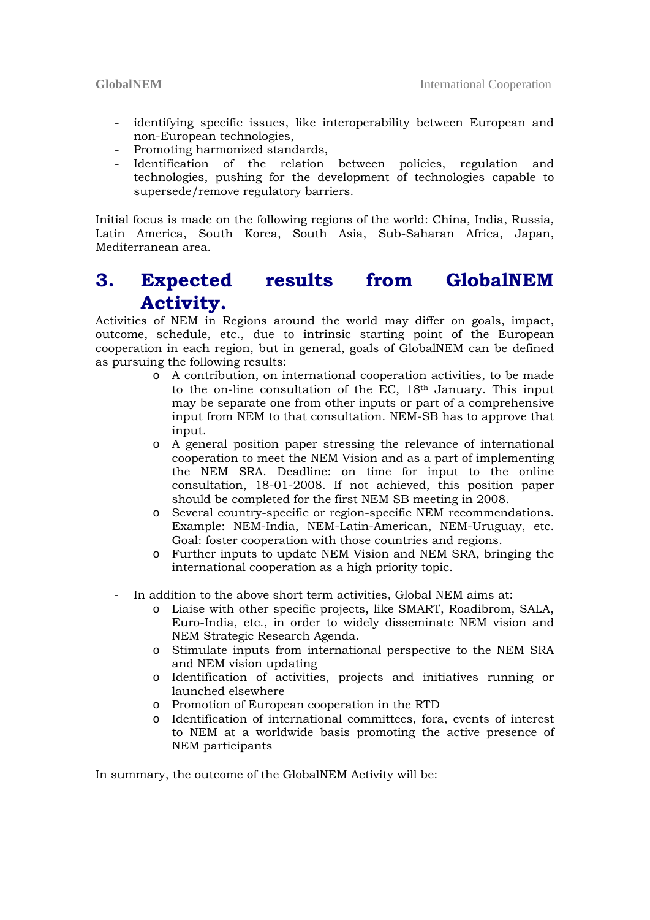- identifying specific issues, like interoperability between European and non-European technologies,
- Promoting harmonized standards,
- Identification of the relation between policies, regulation and technologies, pushing for the development of technologies capable to supersede/remove regulatory barriers.

Initial focus is made on the following regions of the world: China, India, Russia, Latin America, South Korea, South Asia, Sub-Saharan Africa, Japan, Mediterranean area.

# 3. Expected results from GlobalNEM Activity.

Activities of NEM in Regions around the world may differ on goals, impact, outcome, schedule, etc., due to intrinsic starting point of the European cooperation in each region, but in general, goals of GlobalNEM can be defined as pursuing the following results:

- A contribution, on international cooperation activities, to be made to the on-line consultation of the EC, 18th January. This input may be separate one from other inputs or part of a comprehensive input from NEM to that consultation. NEM-SB has to approve that input.
- A general position paper stressing the relevance of international cooperation to meet the NEM Vision and as a part of implementing the NEM SRA. Deadline: on time for input to the online consultation, 18-01-2008. If not achieved, this position paper should be completed for the first NEM SB meeting in 2008.
- Several country-specific or region-specific NEM recommendations. Example: NEM-India, NEM-Latin-American, NEM-Uruguay, etc. Goal: foster cooperation with those countries and regions.
- Further inputs to update NEM Vision and NEM SRA, bringing the international cooperation as a high priority topic.

- In addition to the above short term activities, Global NEM aims at:
  - Liaise with other specific projects, like SMART, Roadibrom, SALA, Euro-India, etc., in order to widely disseminate NEM vision and NEM Strategic Research Agenda.
  - Stimulate inputs from international perspective to the NEM SRA and NEM vision updating
  - Identification of activities, projects and initiatives running or launched elsewhere
  - Promotion of European cooperation in the RTD
  - Identification of international committees, fora, events of interest to NEM at a worldwide basis promoting the active presence of NEM participants

In summary, the outcome of the GlobalNEM Activity will be: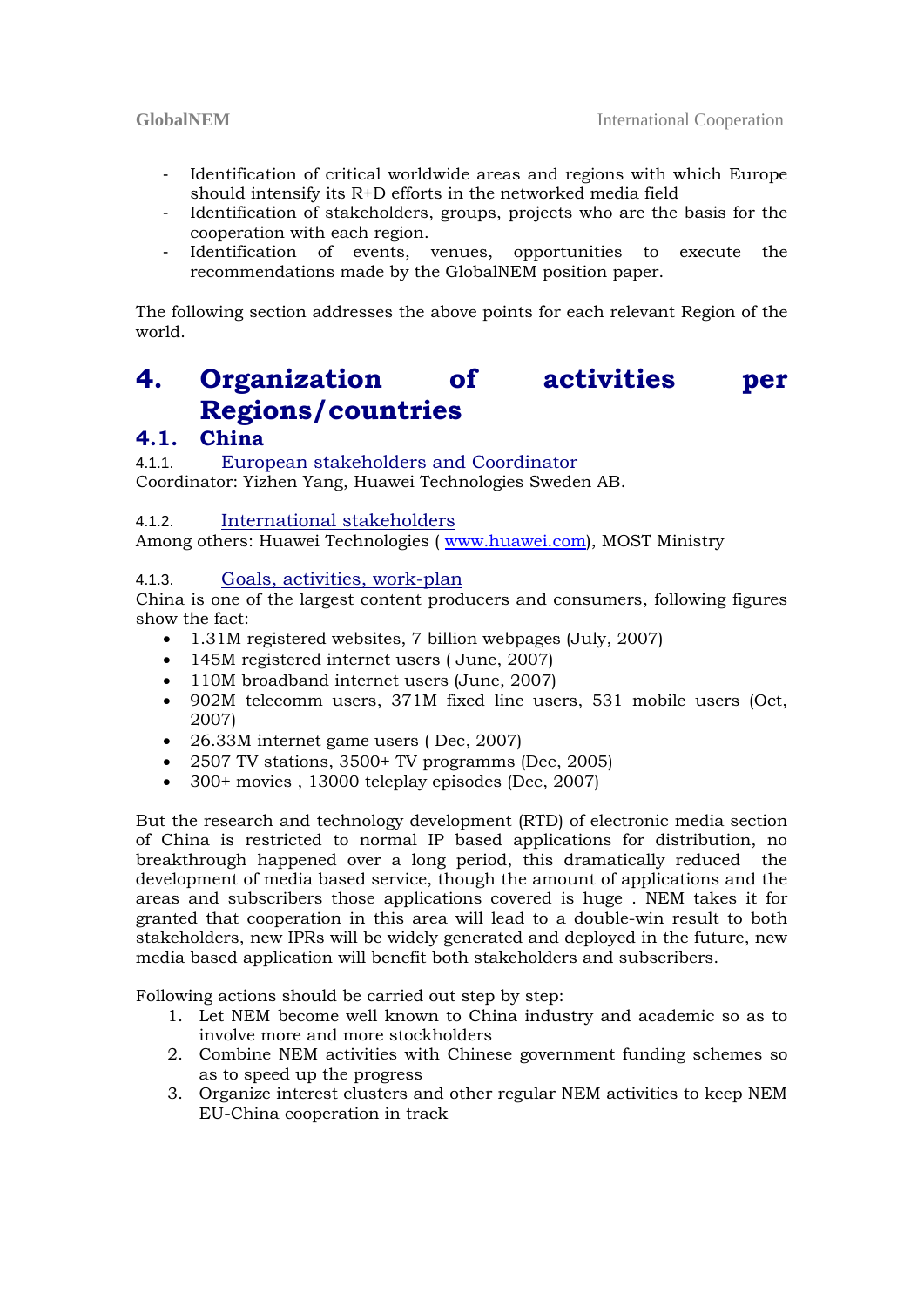- Identification of critical worldwide areas and regions with which Europe should intensify its R+D efforts in the networked media field
- Identification of stakeholders, groups, projects who are the basis for the cooperation with each region.
- Identification of events, venues, opportunities to execute the recommendations made by the GlobalNEM position paper.

The following section addresses the above points for each relevant Region of the world.

# 4. Organization of activities per Regions/countries

## 4.1. China

### 4.1.1. European stakeholders and Coordinator

Coordinator: Yizhen Yang, Huawei Technologies Sweden AB.

### 4.1.2. International stakeholders

Among others: Huawei Technologies ( www.huawei.com), MOST Ministry

### 4.1.3. Goals, activities, work-plan

China is one of the largest content producers and consumers, following figures show the fact:

- 1.31M registered websites, 7 billion webpages (July, 2007)
- 145M registered internet users ( June, 2007)
- 110M broadband internet users (June, 2007)
- 902M telecomm users, 371M fixed line users, 531 mobile users (Oct, 2007)
- 26.33M internet game users ( Dec, 2007)
- 2507 TV stations, 3500+ TV programms (Dec, 2005)
- 300+ movies , 13000 teleplay episodes (Dec, 2007)

But the research and technology development (RTD) of electronic media section of China is restricted to normal IP based applications for distribution, no breakthrough happened over a long period, this dramatically reduced the development of media based service, though the amount of applications and the areas and subscribers those applications covered is huge . NEM takes it for granted that cooperation in this area will lead to a double-win result to both stakeholders, new IPRs will be widely generated and deployed in the future, new media based application will benefit both stakeholders and subscribers.

Following actions should be carried out step by step:

1. Let NEM become well known to China industry and academic so as to involve more and more stockholders
2. Combine NEM activities with Chinese government funding schemes so as to speed up the progress
3. Organize interest clusters and other regular NEM activities to keep NEM EU-China cooperation in track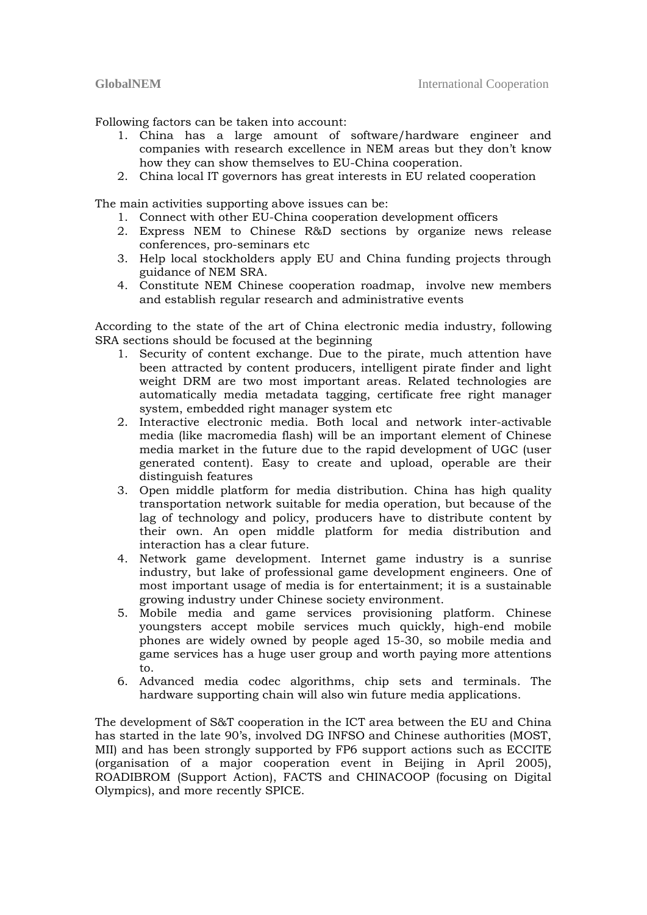Following factors can be taken into account:

1. China has a large amount of software/hardware engineer and companies with research excellence in NEM areas but they don't know how they can show themselves to EU-China cooperation.
2. China local IT governors has great interests in EU related cooperation

The main activities supporting above issues can be:

1. Connect with other EU-China cooperation development officers
2. Express NEM to Chinese R&D sections by organize news release conferences, pro-seminars etc
3. Help local stockholders apply EU and China funding projects through guidance of NEM SRA.
4. Constitute NEM Chinese cooperation roadmap, involve new members and establish regular research and administrative events

According to the state of the art of China electronic media industry, following SRA sections should be focused at the beginning

1. Security of content exchange. Due to the pirate, much attention have been attracted by content producers, intelligent pirate finder and light weight DRM are two most important areas. Related technologies are automatically media metadata tagging, certificate free right manager system, embedded right manager system etc
2. Interactive electronic media. Both local and network inter-activable media (like macromedia flash) will be an important element of Chinese media market in the future due to the rapid development of UGC (user generated content). Easy to create and upload, operable are their distinguish features
3. Open middle platform for media distribution. China has high quality transportation network suitable for media operation, but because of the lag of technology and policy, producers have to distribute content by their own. An open middle platform for media distribution and interaction has a clear future.
4. Network game development. Internet game industry is a sunrise industry, but lake of professional game development engineers. One of most important usage of media is for entertainment; it is a sustainable growing industry under Chinese society environment.
5. Mobile media and game services provisioning platform. Chinese youngsters accept mobile services much quickly, high-end mobile phones are widely owned by people aged 15-30, so mobile media and game services has a huge user group and worth paying more attentions to.
6. Advanced media codec algorithms, chip sets and terminals. The hardware supporting chain will also win future media applications.

The development of S&T cooperation in the ICT area between the EU and China has started in the late 90's, involved DG INFSO and Chinese authorities (MOST, MII) and has been strongly supported by FP6 support actions such as ECCITE (organisation of a major cooperation event in Beijing in April 2005), ROADIBROM (Support Action), FACTS and CHINACOOP (focusing on Digital Olympics), and more recently SPICE.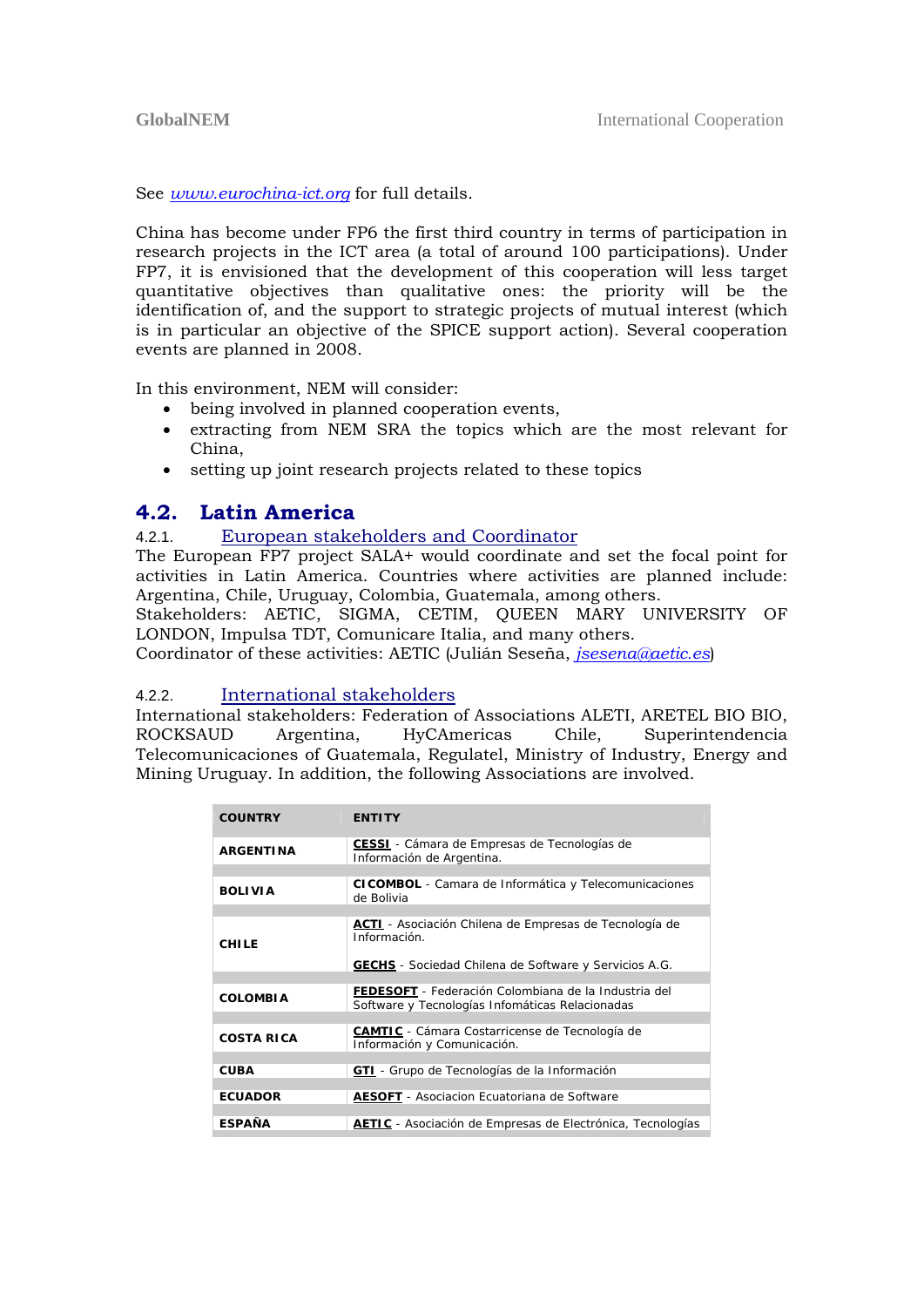See *[www.eurochina-ict.org](http://www.eurochina-ict.org)* for full details.

China has become under FP6 the first third country in terms of participation in research projects in the ICT area (a total of around 100 participations). Under FP7, it is envisioned that the development of this cooperation will less target quantitative objectives than qualitative ones: the priority will be the identification of, and the support to strategic projects of mutual interest (which is in particular an objective of the SPICE support action). Several cooperation events are planned in 2008.

In this environment, NEM will consider:

- being involved in planned cooperation events,
- extracting from NEM SRA the topics which are the most relevant for China,
- setting up joint research projects related to these topics

## 4.2. Latin America

### 4.2.1. European stakeholders and Coordinator

The European FP7 project SALA+ would coordinate and set the focal point for activities in Latin America. Countries where activities are planned include: Argentina, Chile, Uruguay, Colombia, Guatemala, among others.
Stakeholders: AETIC, SIGMA, CETIM, QUEEN MARY UNIVERSITY OF LONDON, Impulsa TDT, Comunicare Italia, and many others.
Coordinator of these activities: AETIC (Julián Seseña, *jsesena@aetic.es*)

### 4.2.2. International stakeholders

International stakeholders: Federation of Associations ALETI, ARETEL BIO BIO, ROCKSAUD Argentina, HyCAmericas Chile, Superintendencia Telecomunicaciones of Guatemala, Regulatel, Ministry of Industry, Energy and Mining Uruguay. In addition, the following Associations are involved.

| COUNTRY | ENTITY |
|---|---|
| ARGENTINA | **CESSI** - Cámara de Empresas de Tecnologías de Información de Argentina. |
| BOLIVIA | **CICOMBOL** - Camara de Informática y Telecomunicaciones de Bolivia |
| CHILE | **ACTI** - Asociación Chilena de Empresas de Tecnología de Información.<br><br>**GECHS** - Sociedad Chilena de Software y Servicios A.G. |
| COLOMBIA | **FEDESOFT** - Federación Colombiana de la Industria del Software y Tecnologías Infomáticas Relacionadas |
| COSTA RICA | **CAMTIC** - Cámara Costarricense de Tecnología de Información y Comunicación. |
| CUBA | **GTI** - Grupo de Tecnologías de la Información |
| ECUADOR | **AESOFT** - Asociacion Ecuatoriana de Software |
| ESPAÑA | **AETIC** - Asociación de Empresas de Electrónica, Tecnologías |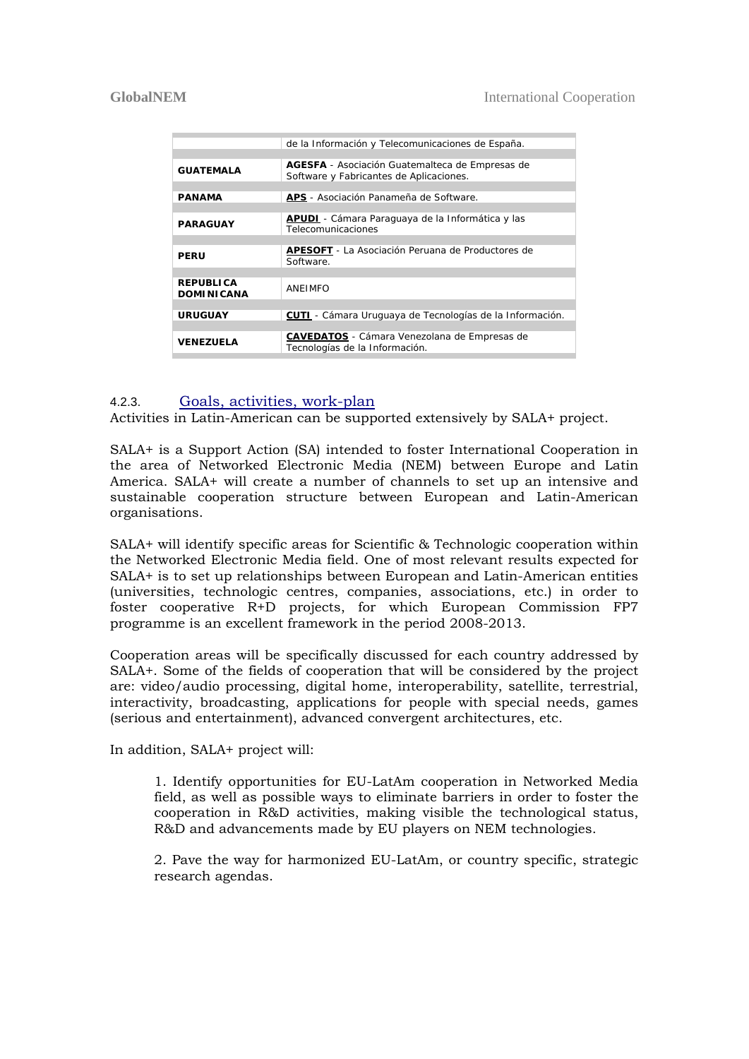|  | de la Información y Telecomunicaciones de España. |
|---|---|
| **GUATEMALA** | **AGESFA** - Asociación Guatemalteca de Empresas de Software y Fabricantes de Aplicaciones. |
| **PANAMA** | **APS** - Asociación Panameña de Software. |
| **PARAGUAY** | **APUDI** - Cámara Paraguaya de la Informática y las Telecomunicaciones |
| **PERU** | **APESOFT** - La Asociación Peruana de Productores de Software. |
| **REPUBLICA DOMINICANA** | ANEIMFO |
| **URUGUAY** | **CUTI** - Cámara Uruguaya de Tecnologías de la Información. |
| **VENEZUELA** | **CAVEDATOS** - Cámara Venezolana de Empresas de Tecnologías de la Información. |

### 4.2.3. Goals, activities, work-plan

Activities in Latin-American can be supported extensively by SALA+ project.

SALA+ is a Support Action (SA) intended to foster International Cooperation in the area of Networked Electronic Media (NEM) between Europe and Latin America. SALA+ will create a number of channels to set up an intensive and sustainable cooperation structure between European and Latin-American organisations.

SALA+ will identify specific areas for Scientific & Technologic cooperation within the Networked Electronic Media field. One of most relevant results expected for SALA+ is to set up relationships between European and Latin-American entities (universities, technologic centres, companies, associations, etc.) in order to foster cooperative R+D projects, for which European Commission FP7 programme is an excellent framework in the period 2008-2013.

Cooperation areas will be specifically discussed for each country addressed by SALA+. Some of the fields of cooperation that will be considered by the project are: video/audio processing, digital home, interoperability, satellite, terrestrial, interactivity, broadcasting, applications for people with special needs, games (serious and entertainment), advanced convergent architectures, etc.

In addition, SALA+ project will:

1. Identify opportunities for EU-LatAm cooperation in Networked Media field, as well as possible ways to eliminate barriers in order to foster the cooperation in R&D activities, making visible the technological status, R&D and advancements made by EU players on NEM technologies.

2. Pave the way for harmonized EU-LatAm, or country specific, strategic research agendas.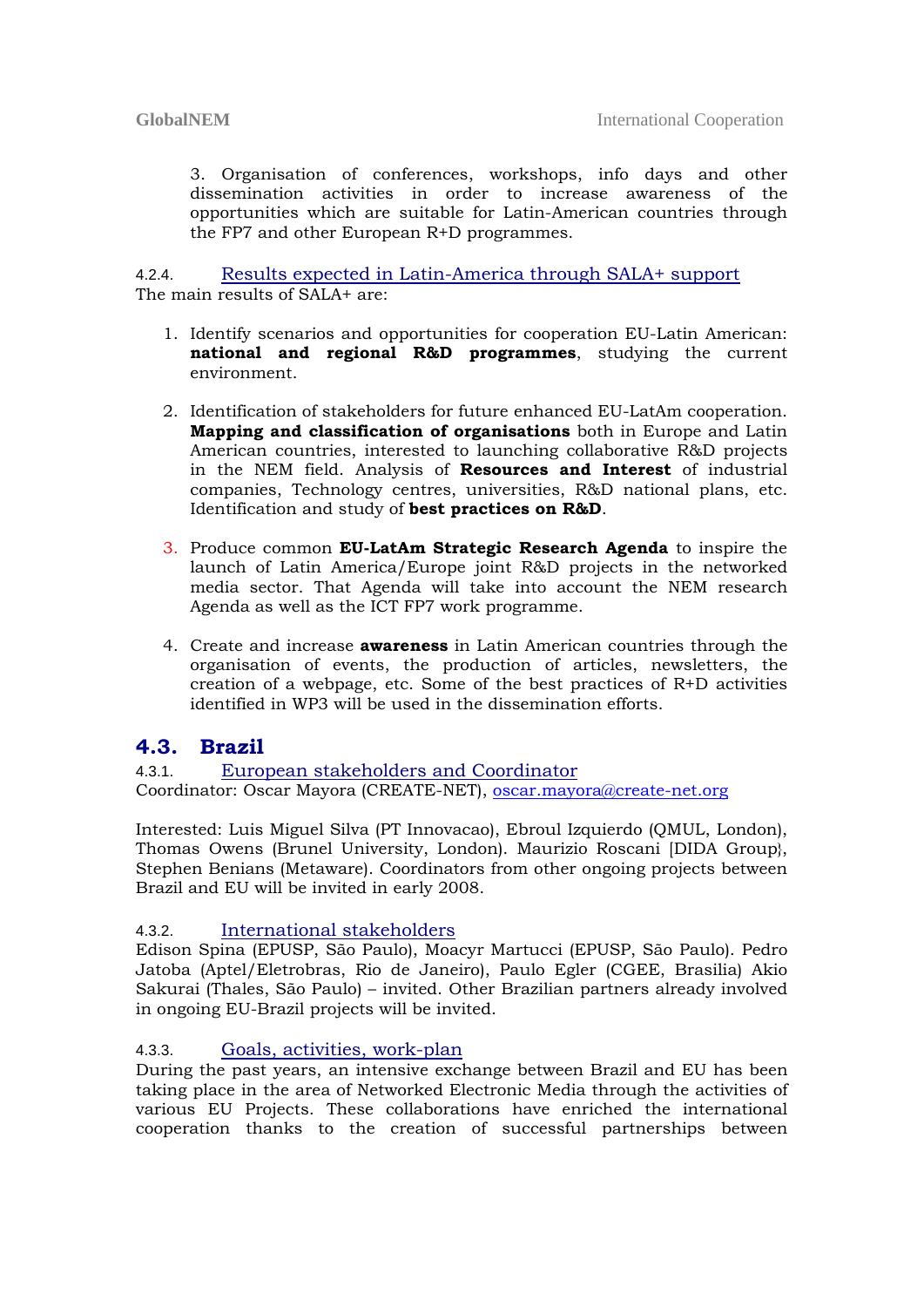3. Organisation of conferences, workshops, info days and other dissemination activities in order to increase awareness of the opportunities which are suitable for Latin-American countries through the FP7 and other European R+D programmes.

#### 4.2.4. Results expected in Latin-America through SALA+ support

The main results of SALA+ are:

1. Identify scenarios and opportunities for cooperation EU-Latin American: **national and regional R&D programmes**, studying the current environment.

2. Identification of stakeholders for future enhanced EU-LatAm cooperation. **Mapping and classification of organisations** both in Europe and Latin American countries, interested to launching collaborative R&D projects in the NEM field. Analysis of **Resources and Interest** of industrial companies, Technology centres, universities, R&D national plans, etc. Identification and study of **best practices on R&D**.

3. Produce common **EU-LatAm Strategic Research Agenda** to inspire the launch of Latin America/Europe joint R&D projects in the networked media sector. That Agenda will take into account the NEM research Agenda as well as the ICT FP7 work programme.

4. Create and increase **awareness** in Latin American countries through the organisation of events, the production of articles, newsletters, the creation of a webpage, etc. Some of the best practices of R+D activities identified in WP3 will be used in the dissemination efforts.

## 4.3. Brazil

#### 4.3.1. European stakeholders and Coordinator

Coordinator: Oscar Mayora (CREATE-NET), oscar.mayora@create-net.org

Interested: Luis Miguel Silva (PT Innovacao), Ebroul Izquierdo (QMUL, London), Thomas Owens (Brunel University, London). Maurizio Roscani [DIDA Group}, Stephen Benians (Metaware). Coordinators from other ongoing projects between Brazil and EU will be invited in early 2008.

#### 4.3.2. International stakeholders

Edison Spina (EPUSP, São Paulo), Moacyr Martucci (EPUSP, São Paulo). Pedro Jatoba (Aptel/Eletrobras, Rio de Janeiro), Paulo Egler (CGEE, Brasilia) Akio Sakurai (Thales, São Paulo) – invited. Other Brazilian partners already involved in ongoing EU-Brazil projects will be invited.

#### 4.3.3. Goals, activities, work-plan

During the past years, an intensive exchange between Brazil and EU has been taking place in the area of Networked Electronic Media through the activities of various EU Projects. These collaborations have enriched the international cooperation thanks to the creation of successful partnerships between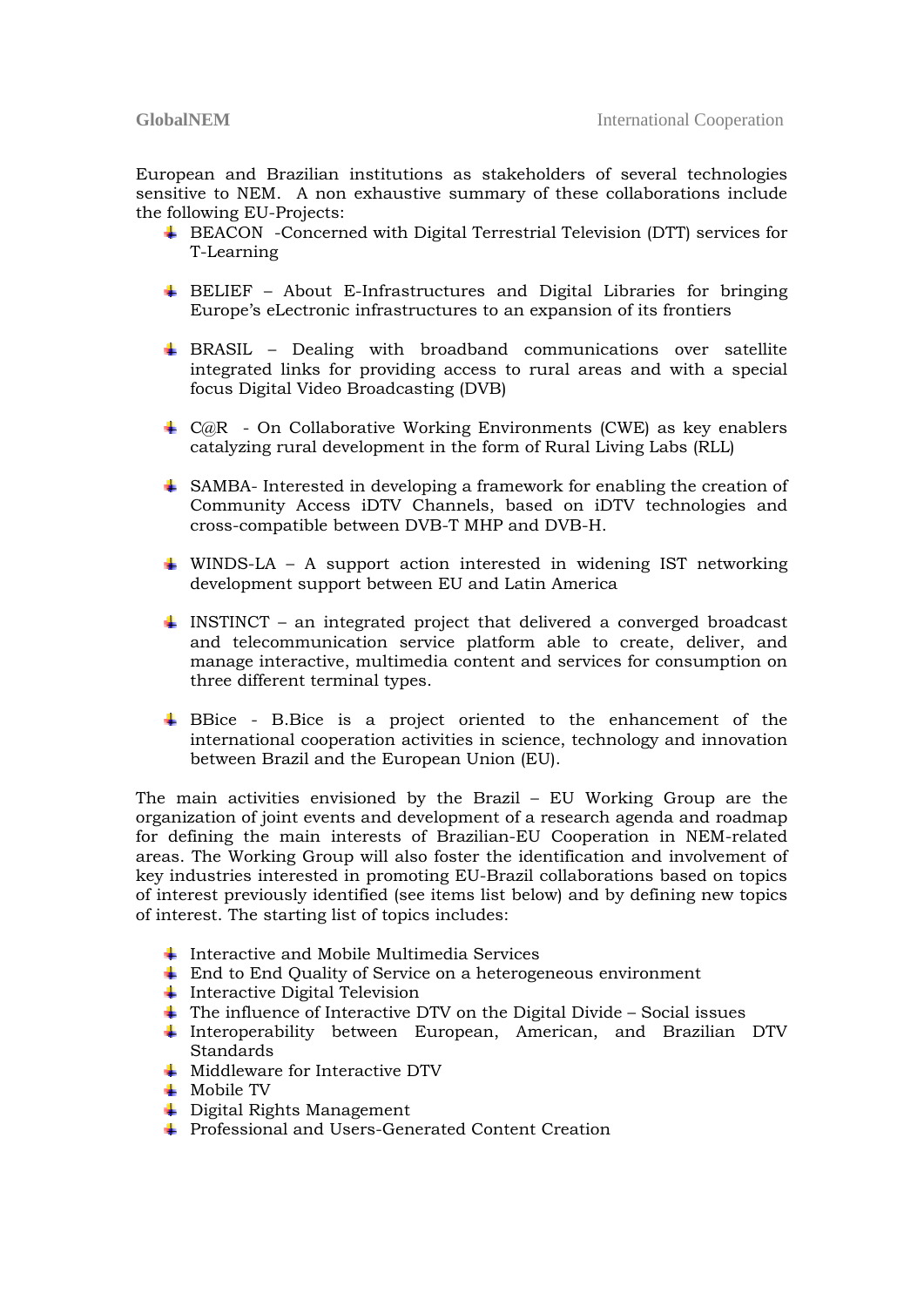European and Brazilian institutions as stakeholders of several technologies sensitive to NEM. A non exhaustive summary of these collaborations include the following EU-Projects:

- BEACON -Concerned with Digital Terrestrial Television (DTT) services for T-Learning

- BELIEF – About E-Infrastructures and Digital Libraries for bringing Europe's eLectronic infrastructures to an expansion of its frontiers

- BRASIL – Dealing with broadband communications over satellite integrated links for providing access to rural areas and with a special focus Digital Video Broadcasting (DVB)

- C@R - On Collaborative Working Environments (CWE) as key enablers catalyzing rural development in the form of Rural Living Labs (RLL)

- SAMBA- Interested in developing a framework for enabling the creation of Community Access iDTV Channels, based on iDTV technologies and cross-compatible between DVB-T MHP and DVB-H.

- WINDS-LA – A support action interested in widening IST networking development support between EU and Latin America

- INSTINCT – an integrated project that delivered a converged broadcast and telecommunication service platform able to create, deliver, and manage interactive, multimedia content and services for consumption on three different terminal types.

- BBice - B.Bice is a project oriented to the enhancement of the international cooperation activities in science, technology and innovation between Brazil and the European Union (EU).

The main activities envisioned by the Brazil – EU Working Group are the organization of joint events and development of a research agenda and roadmap for defining the main interests of Brazilian-EU Cooperation in NEM-related areas. The Working Group will also foster the identification and involvement of key industries interested in promoting EU-Brazil collaborations based on topics of interest previously identified (see items list below) and by defining new topics of interest. The starting list of topics includes:

- Interactive and Mobile Multimedia Services
- End to End Quality of Service on a heterogeneous environment
- Interactive Digital Television
- The influence of Interactive DTV on the Digital Divide – Social issues
- Interoperability between European, American, and Brazilian DTV Standards
- Middleware for Interactive DTV
- Mobile TV
- Digital Rights Management
- Professional and Users-Generated Content Creation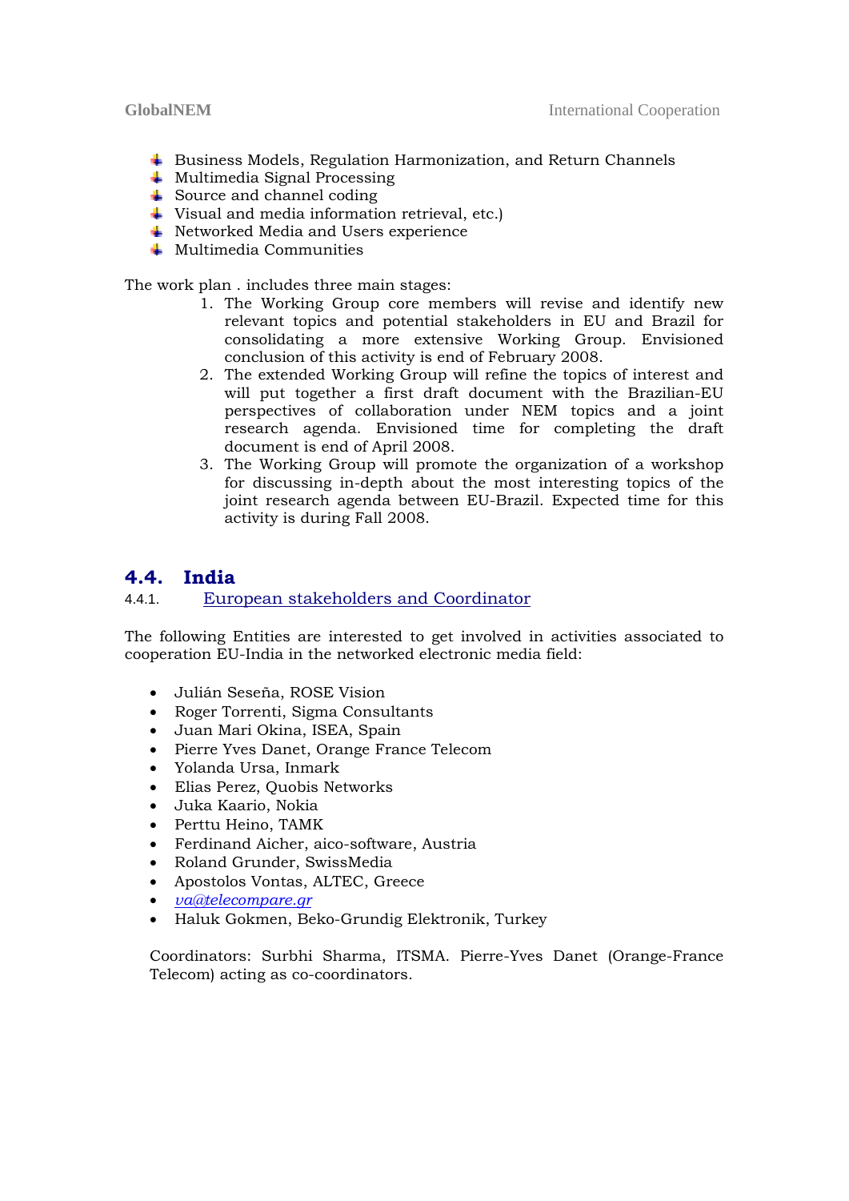- Business Models, Regulation Harmonization, and Return Channels
- Multimedia Signal Processing
- Source and channel coding
- Visual and media information retrieval, etc.)
- Networked Media and Users experience
- Multimedia Communities

The work plan . includes three main stages:

1. The Working Group core members will revise and identify new relevant topics and potential stakeholders in EU and Brazil for consolidating a more extensive Working Group. Envisioned conclusion of this activity is end of February 2008.
2. The extended Working Group will refine the topics of interest and will put together a first draft document with the Brazilian-EU perspectives of collaboration under NEM topics and a joint research agenda. Envisioned time for completing the draft document is end of April 2008.
3. The Working Group will promote the organization of a workshop for discussing in-depth about the most interesting topics of the joint research agenda between EU-Brazil. Expected time for this activity is during Fall 2008.

## 4.4. India

### 4.4.1. European stakeholders and Coordinator

The following Entities are interested to get involved in activities associated to cooperation EU-India in the networked electronic media field:

- Julián Seseña, ROSE Vision
- Roger Torrenti, Sigma Consultants
- Juan Mari Okina, ISEA, Spain
- Pierre Yves Danet, Orange France Telecom
- Yolanda Ursa, Inmark
- Elias Perez, Quobis Networks
- Juka Kaario, Nokia
- Perttu Heino, TAMK
- Ferdinand Aicher, aico-software, Austria
- Roland Grunder, SwissMedia
- Apostolos Vontas, ALTEC, Greece
- *va@telecompare.gr*
- Haluk Gokmen, Beko-Grundig Elektronik, Turkey

Coordinators: Surbhi Sharma, ITSMA. Pierre-Yves Danet (Orange-France Telecom) acting as co-coordinators.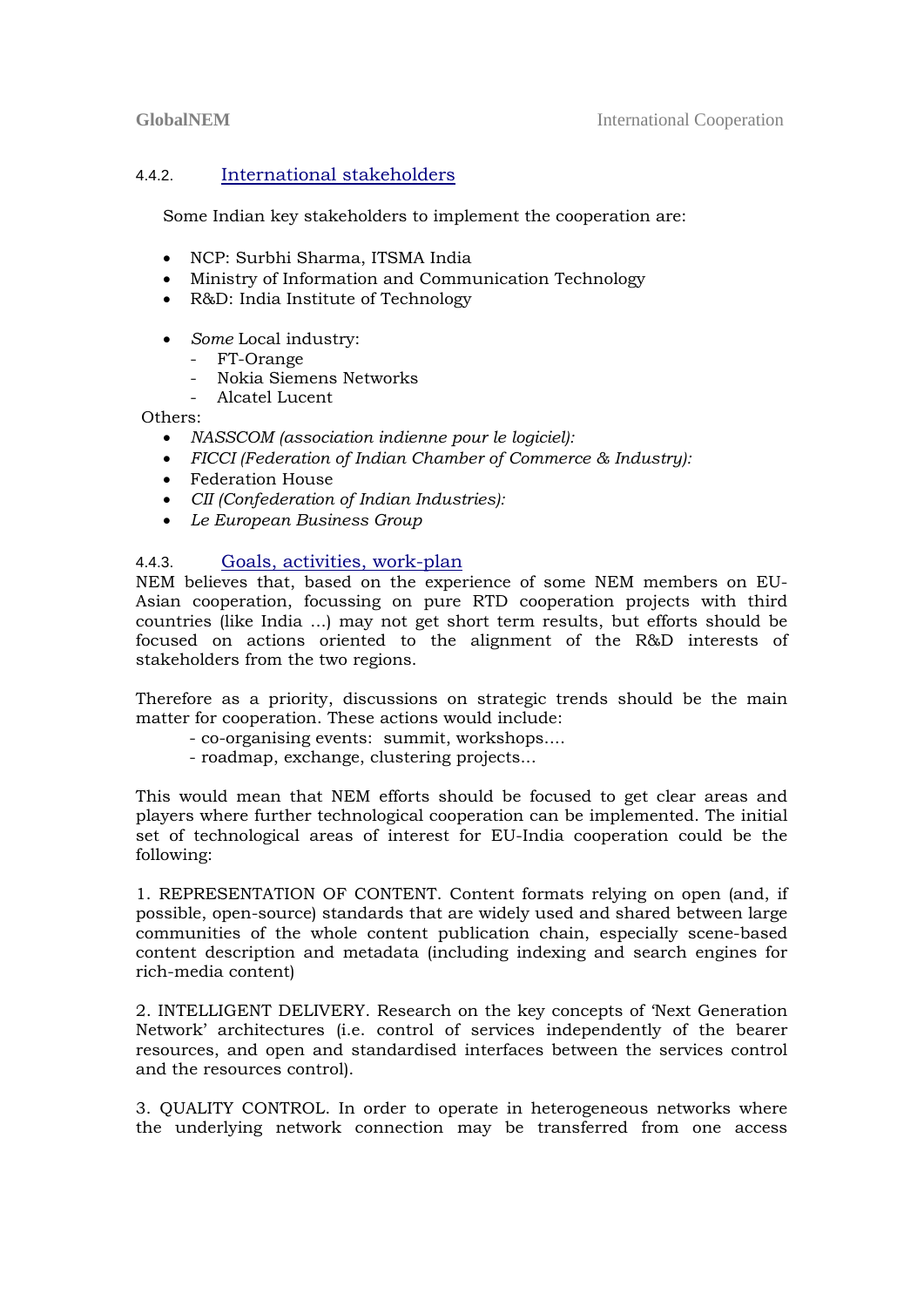### 4.4.2. International stakeholders

Some Indian key stakeholders to implement the cooperation are:

- NCP: Surbhi Sharma, ITSMA India
- Ministry of Information and Communication Technology
- R&D: India Institute of Technology

- *Some* Local industry:
  - FT-Orange
  - Nokia Siemens Networks
  - Alcatel Lucent

Others:

- *NASSCOM (association indienne pour le logiciel):*
- *FICCI (Federation of Indian Chamber of Commerce & Industry):*
- Federation House
- *CII (Confederation of Indian Industries):*
- *Le European Business Group*

### 4.4.3. Goals, activities, work-plan

NEM believes that, based on the experience of some NEM members on EU-Asian cooperation, focussing on pure RTD cooperation projects with third countries (like India ...) may not get short term results, but efforts should be focused on actions oriented to the alignment of the R&D interests of stakeholders from the two regions.

Therefore as a priority, discussions on strategic trends should be the main matter for cooperation. These actions would include:

- co-organising events: summit, workshops....
- roadmap, exchange, clustering projects...

This would mean that NEM efforts should be focused to get clear areas and players where further technological cooperation can be implemented. The initial set of technological areas of interest for EU-India cooperation could be the following:

1. REPRESENTATION OF CONTENT. Content formats relying on open (and, if possible, open-source) standards that are widely used and shared between large communities of the whole content publication chain, especially scene-based content description and metadata (including indexing and search engines for rich-media content)

2. INTELLIGENT DELIVERY. Research on the key concepts of 'Next Generation Network' architectures (i.e. control of services independently of the bearer resources, and open and standardised interfaces between the services control and the resources control).

3. QUALITY CONTROL. In order to operate in heterogeneous networks where the underlying network connection may be transferred from one access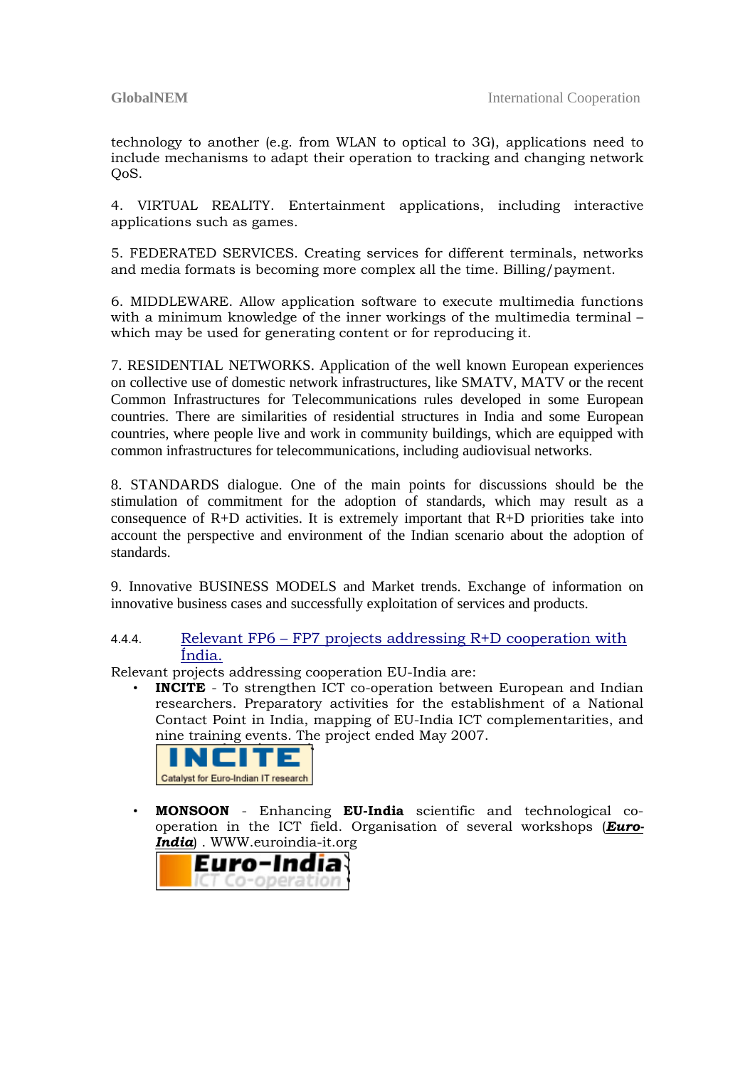technology to another (e.g. from WLAN to optical to 3G), applications need to include mechanisms to adapt their operation to tracking and changing network QoS.

4. VIRTUAL REALITY. Entertainment applications, including interactive applications such as games.

5. FEDERATED SERVICES. Creating services for different terminals, networks and media formats is becoming more complex all the time. Billing/payment.

6. MIDDLEWARE. Allow application software to execute multimedia functions with a minimum knowledge of the inner workings of the multimedia terminal – which may be used for generating content or for reproducing it.

7. RESIDENTIAL NETWORKS. Application of the well known European experiences on collective use of domestic network infrastructures, like SMATV, MATV or the recent Common Infrastructures for Telecommunications rules developed in some European countries. There are similarities of residential structures in India and some European countries, where people live and work in community buildings, which are equipped with common infrastructures for telecommunications, including audiovisual networks.

8. STANDARDS dialogue. One of the main points for discussions should be the stimulation of commitment for the adoption of standards, which may result as a consequence of R+D activities. It is extremely important that R+D priorities take into account the perspective and environment of the Indian scenario about the adoption of standards.

9. Innovative BUSINESS MODELS and Market trends. Exchange of information on innovative business cases and successfully exploitation of services and products.

#### 4.4.4. Relevant FP6 – FP7 projects addressing R+D cooperation with Índia.

Relevant projects addressing cooperation EU-India are:

- **INCITE** - To strengthen ICT co-operation between European and Indian researchers. Preparatory activities for the establishment of a National Contact Point in India, mapping of EU-India ICT complementarities, and nine training events. The project ended May 2007.

  INCITE
  Catalyst for Euro-Indian IT research

- **MONSOON** - Enhancing **EU-India** scientific and technological co-operation in the ICT field. Organisation of several workshops (***Euro-India***) . WWW.euroindia-it.org

  Euro-India
  ICT Co-operation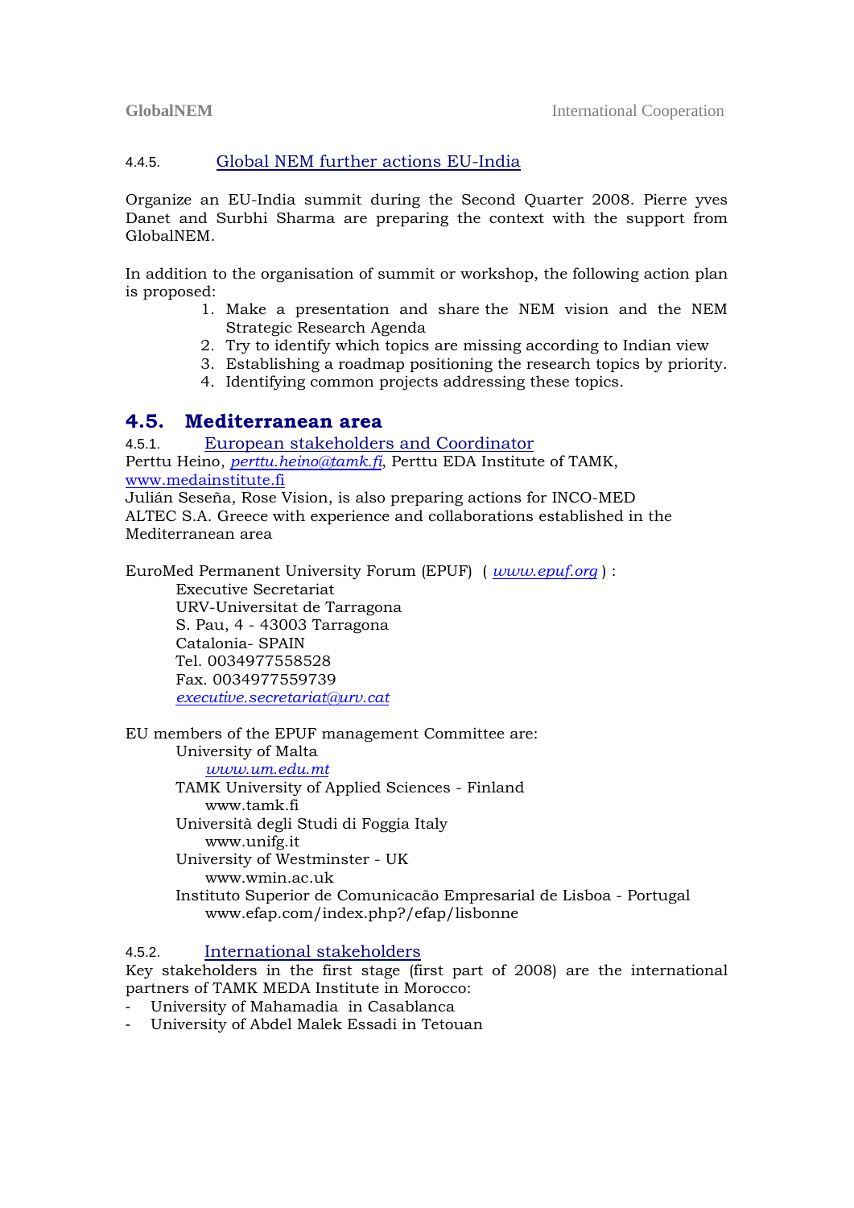#### 4.4.5. Global NEM further actions EU-India

Organize an EU-India summit during the Second Quarter 2008. Pierre yves Danet and Surbhi Sharma are preparing the context with the support from GlobalNEM.

In addition to the organisation of summit or workshop, the following action plan is proposed:

1. Make a presentation and share the NEM vision and the NEM Strategic Research Agenda
2. Try to identify which topics are missing according to Indian view
3. Establishing a roadmap positioning the research topics by priority.
4. Identifying common projects addressing these topics.

## 4.5. Mediterranean area

#### 4.5.1. European stakeholders and Coordinator

Perttu Heino, *perttu.heino@tamk.fi*, Perttu EDA Institute of TAMK, www.medainstitute.fi
Julián Seseña, Rose Vision, is also preparing actions for INCO-MED
ALTEC S.A. Greece with experience and collaborations established in the Mediterranean area

EuroMed Permanent University Forum (EPUF) ( *www.epuf.org* ) :

Executive Secretariat
URV-Universitat de Tarragona
S. Pau, 4 - 43003 Tarragona
Catalonia- SPAIN
Tel. 0034977558528
Fax. 0034977559739
*executive.secretariat@urv.cat*

EU members of the EPUF management Committee are:

University of Malta
*www.um.edu.mt*
TAMK University of Applied Sciences - Finland
www.tamk.fi
Università degli Studi di Foggia Italy
www.unifg.it
University of Westminster - UK
www.wmin.ac.uk
Instituto Superior de Comunicacão Empresarial de Lisboa - Portugal
www.efap.com/index.php?/efap/lisbonne

#### 4.5.2. International stakeholders

Key stakeholders in the first stage (first part of 2008) are the international partners of TAMK MEDA Institute in Morocco:

- University of Mahamadia in Casablanca
- University of Abdel Malek Essadi in Tetouan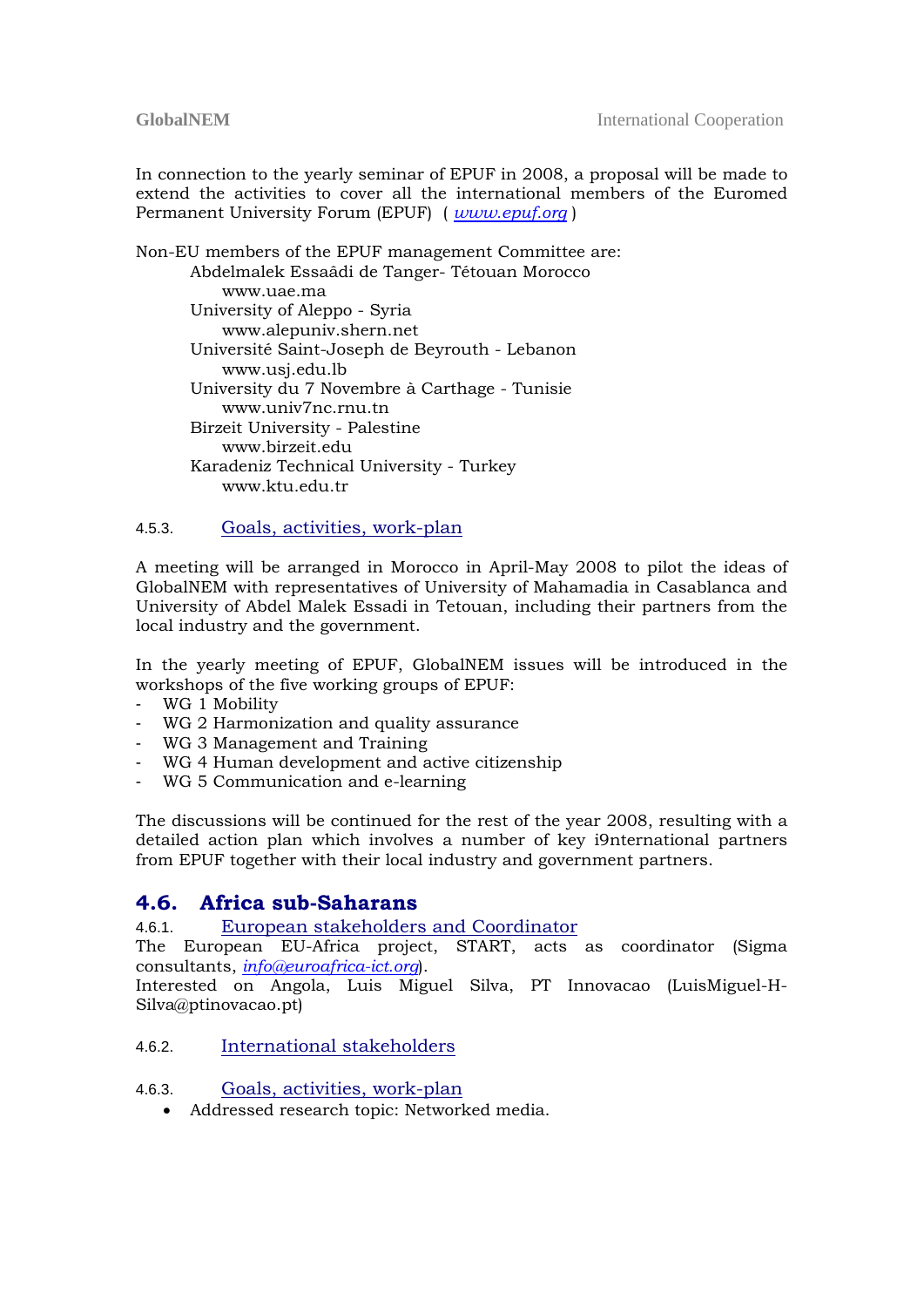In connection to the yearly seminar of EPUF in 2008, a proposal will be made to extend the activities to cover all the international members of the Euromed Permanent University Forum (EPUF) ( *www.epuf.org* )

Non-EU members of the EPUF management Committee are:

- Abdelmalek Essaâdi de Tanger- Tétouan Morocco
  - www.uae.ma
- University of Aleppo - Syria
  - www.alepuniv.shern.net
- Université Saint-Joseph de Beyrouth - Lebanon
  - www.usj.edu.lb
- University du 7 Novembre à Carthage - Tunisie
  - www.univ7nc.rnu.tn
- Birzeit University - Palestine
  - www.birzeit.edu
- Karadeniz Technical University - Turkey
  - www.ktu.edu.tr

#### 4.5.3. Goals, activities, work-plan

A meeting will be arranged in Morocco in April-May 2008 to pilot the ideas of GlobalNEM with representatives of University of Mahamadia in Casablanca and University of Abdel Malek Essadi in Tetouan, including their partners from the local industry and the government.

In the yearly meeting of EPUF, GlobalNEM issues will be introduced in the workshops of the five working groups of EPUF:

- WG 1 Mobility
- WG 2 Harmonization and quality assurance
- WG 3 Management and Training
- WG 4 Human development and active citizenship
- WG 5 Communication and e-learning

The discussions will be continued for the rest of the year 2008, resulting with a detailed action plan which involves a number of key i9nternational partners from EPUF together with their local industry and government partners.

## 4.6. Africa sub-Saharans

#### 4.6.1. European stakeholders and Coordinator

The European EU-Africa project, START, acts as coordinator (Sigma consultants, *info@euroafrica-ict.org*).
Interested on Angola, Luis Miguel Silva, PT Innovacao (LuisMiguel-H-Silva@ptinovacao.pt)

#### 4.6.2. International stakeholders

#### 4.6.3. Goals, activities, work-plan

- Addressed research topic: Networked media.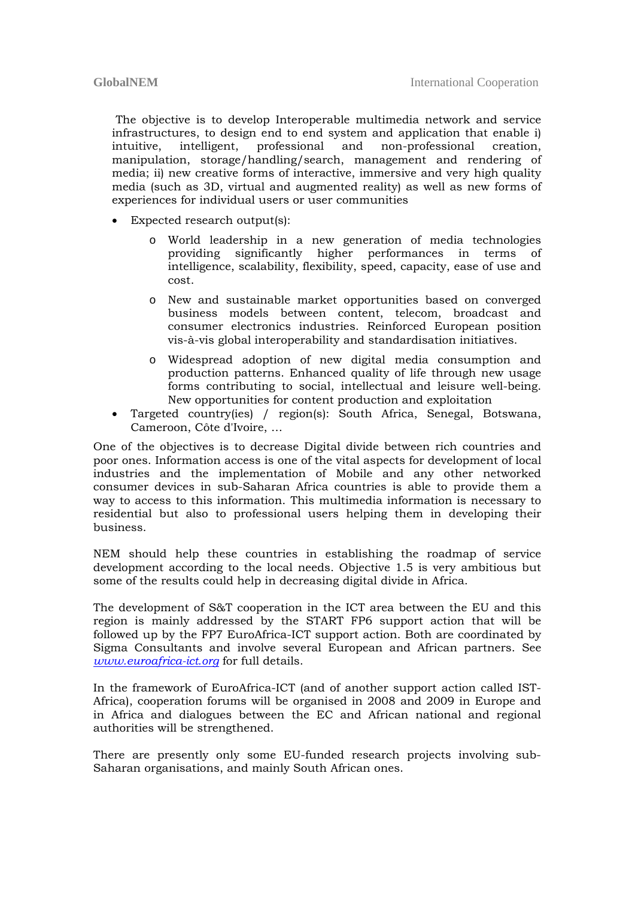The objective is to develop Interoperable multimedia network and service infrastructures, to design end to end system and application that enable i) intuitive, intelligent, professional and non-professional creation, manipulation, storage/handling/search, management and rendering of media; ii) new creative forms of interactive, immersive and very high quality media (such as 3D, virtual and augmented reality) as well as new forms of experiences for individual users or user communities

- Expected research output(s):
  - World leadership in a new generation of media technologies providing significantly higher performances in terms of intelligence, scalability, flexibility, speed, capacity, ease of use and cost.
  - New and sustainable market opportunities based on converged business models between content, telecom, broadcast and consumer electronics industries. Reinforced European position vis-à-vis global interoperability and standardisation initiatives.
  - Widespread adoption of new digital media consumption and production patterns. Enhanced quality of life through new usage forms contributing to social, intellectual and leisure well-being. New opportunities for content production and exploitation
- Targeted country(ies) / region(s): South Africa, Senegal, Botswana, Cameroon, Côte d'Ivoire, …

One of the objectives is to decrease Digital divide between rich countries and poor ones. Information access is one of the vital aspects for development of local industries and the implementation of Mobile and any other networked consumer devices in sub-Saharan Africa countries is able to provide them a way to access to this information. This multimedia information is necessary to residential but also to professional users helping them in developing their business.

NEM should help these countries in establishing the roadmap of service development according to the local needs. Objective 1.5 is very ambitious but some of the results could help in decreasing digital divide in Africa.

The development of S&T cooperation in the ICT area between the EU and this region is mainly addressed by the START FP6 support action that will be followed up by the FP7 EuroAfrica-ICT support action. Both are coordinated by Sigma Consultants and involve several European and African partners. See *www.euroafrica-ict.org* for full details.

In the framework of EuroAfrica-ICT (and of another support action called IST-Africa), cooperation forums will be organised in 2008 and 2009 in Europe and in Africa and dialogues between the EC and African national and regional authorities will be strengthened.

There are presently only some EU-funded research projects involving sub-Saharan organisations, and mainly South African ones.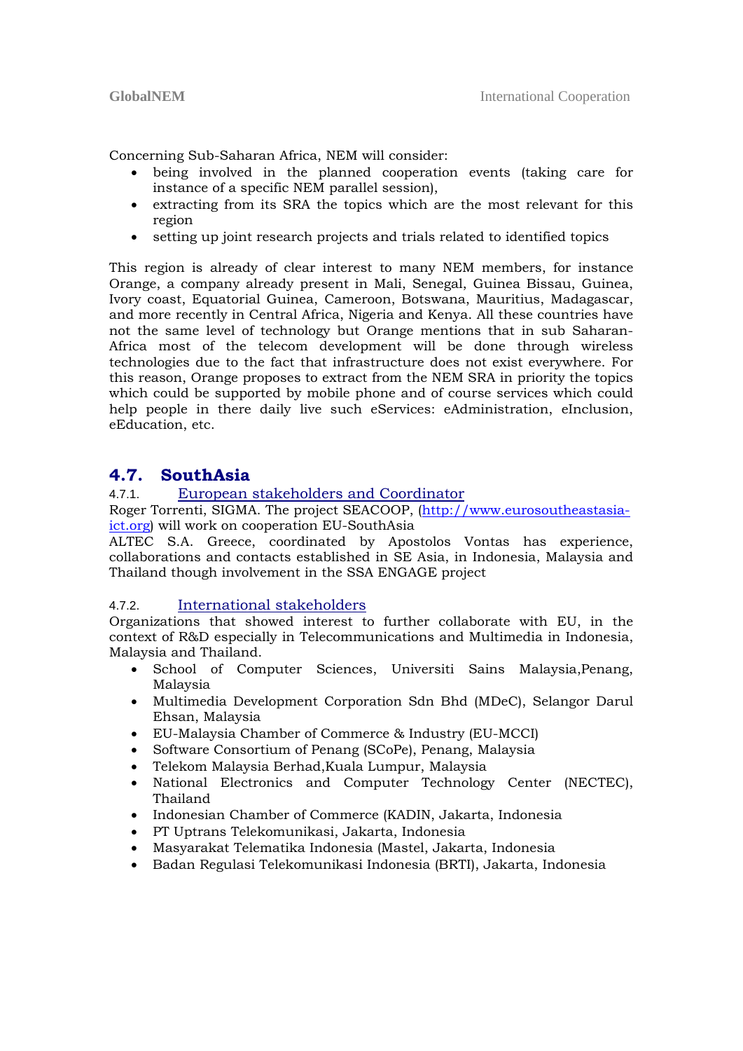Concerning Sub-Saharan Africa, NEM will consider:

- being involved in the planned cooperation events (taking care for instance of a specific NEM parallel session),
- extracting from its SRA the topics which are the most relevant for this region
- setting up joint research projects and trials related to identified topics

This region is already of clear interest to many NEM members, for instance Orange, a company already present in Mali, Senegal, Guinea Bissau, Guinea, Ivory coast, Equatorial Guinea, Cameroon, Botswana, Mauritius, Madagascar, and more recently in Central Africa, Nigeria and Kenya. All these countries have not the same level of technology but Orange mentions that in sub Saharan-Africa most of the telecom development will be done through wireless technologies due to the fact that infrastructure does not exist everywhere. For this reason, Orange proposes to extract from the NEM SRA in priority the topics which could be supported by mobile phone and of course services which could help people in there daily live such eServices: eAdministration, eInclusion, eEducation, etc.

## 4.7. SouthAsia

### 4.7.1. European stakeholders and Coordinator

Roger Torrenti, SIGMA. The project SEACOOP, (http://www.eurosoutheastasia-ict.org) will work on cooperation EU-SouthAsia

ALTEC S.A. Greece, coordinated by Apostolos Vontas has experience, collaborations and contacts established in SE Asia, in Indonesia, Malaysia and Thailand though involvement in the SSA ENGAGE project

### 4.7.2. International stakeholders

Organizations that showed interest to further collaborate with EU, in the context of R&D especially in Telecommunications and Multimedia in Indonesia, Malaysia and Thailand.

- School of Computer Sciences, Universiti Sains Malaysia,Penang, Malaysia
- Multimedia Development Corporation Sdn Bhd (MDeC), Selangor Darul Ehsan, Malaysia
- EU-Malaysia Chamber of Commerce & Industry (EU-MCCI)
- Software Consortium of Penang (SCoPe), Penang, Malaysia
- Telekom Malaysia Berhad,Kuala Lumpur, Malaysia
- National Electronics and Computer Technology Center (NECTEC), Thailand
- Indonesian Chamber of Commerce (KADIN, Jakarta, Indonesia
- PT Uptrans Telekomunikasi, Jakarta, Indonesia
- Masyarakat Telematika Indonesia (Mastel, Jakarta, Indonesia
- Badan Regulasi Telekomunikasi Indonesia (BRTI), Jakarta, Indonesia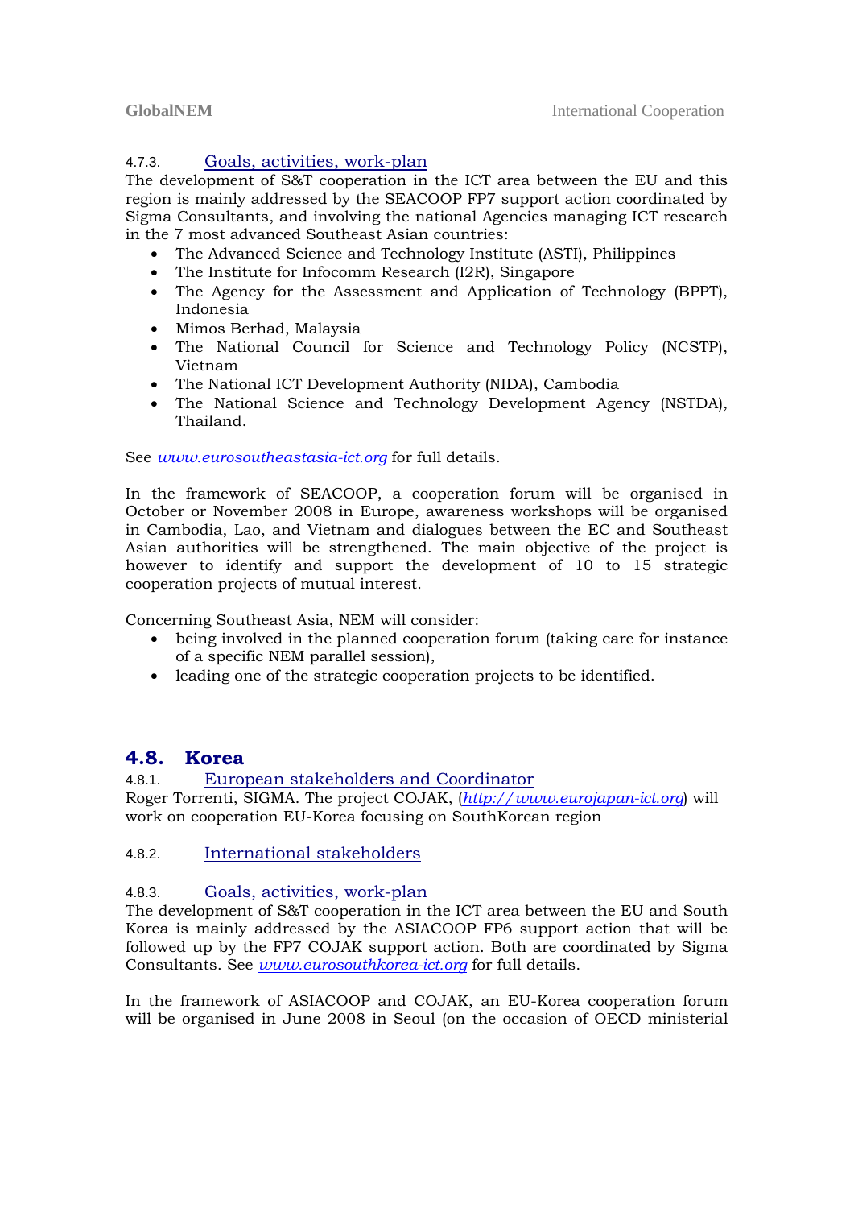#### 4.7.3. Goals, activities, work-plan

The development of S&T cooperation in the ICT area between the EU and this region is mainly addressed by the SEACOOP FP7 support action coordinated by Sigma Consultants, and involving the national Agencies managing ICT research in the 7 most advanced Southeast Asian countries:

- The Advanced Science and Technology Institute (ASTI), Philippines
- The Institute for Infocomm Research (I2R), Singapore
- The Agency for the Assessment and Application of Technology (BPPT), Indonesia
- Mimos Berhad, Malaysia
- The National Council for Science and Technology Policy (NCSTP), Vietnam
- The National ICT Development Authority (NIDA), Cambodia
- The National Science and Technology Development Agency (NSTDA), Thailand.

See *www.eurosoutheastasia-ict.org* for full details.

In the framework of SEACOOP, a cooperation forum will be organised in October or November 2008 in Europe, awareness workshops will be organised in Cambodia, Lao, and Vietnam and dialogues between the EC and Southeast Asian authorities will be strengthened. The main objective of the project is however to identify and support the development of 10 to 15 strategic cooperation projects of mutual interest.

Concerning Southeast Asia, NEM will consider:

- being involved in the planned cooperation forum (taking care for instance of a specific NEM parallel session),
- leading one of the strategic cooperation projects to be identified.

## 4.8. Korea

#### 4.8.1. European stakeholders and Coordinator

Roger Torrenti, SIGMA. The project COJAK, (*http://www.eurojapan-ict.org*) will work on cooperation EU-Korea focusing on SouthKorean region

#### 4.8.2. International stakeholders

#### 4.8.3. Goals, activities, work-plan

The development of S&T cooperation in the ICT area between the EU and South Korea is mainly addressed by the ASIACOOP FP6 support action that will be followed up by the FP7 COJAK support action. Both are coordinated by Sigma Consultants. See *www.eurosouthkorea-ict.org* for full details.

In the framework of ASIACOOP and COJAK, an EU-Korea cooperation forum will be organised in June 2008 in Seoul (on the occasion of OECD ministerial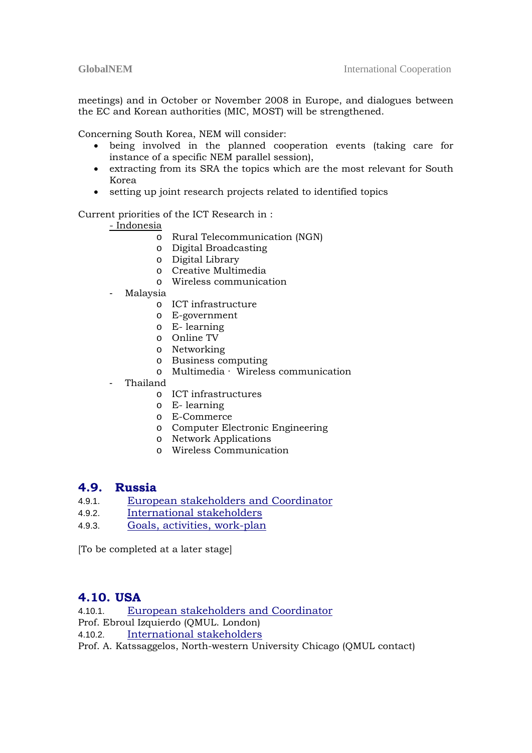meetings) and in October or November 2008 in Europe, and dialogues between the EC and Korean authorities (MIC, MOST) will be strengthened.

Concerning South Korea, NEM will consider:

- being involved in the planned cooperation events (taking care for instance of a specific NEM parallel session),
- extracting from its SRA the topics which are the most relevant for South Korea
- setting up joint research projects related to identified topics

Current priorities of the ICT Research in :

- Indonesia
    - Rural Telecommunication (NGN)
    - Digital Broadcasting
    - Digital Library
    - Creative Multimedia
    - Wireless communication
- Malaysia
    - ICT infrastructure
    - E-government
    - E- learning
    - Online TV
    - Networking
    - Business computing
    - Multimedia · Wireless communication
- Thailand
    - ICT infrastructures
    - E- learning
    - E-Commerce
    - Computer Electronic Engineering
    - Network Applications
    - Wireless Communication

## 4.9. Russia

### 4.9.1. European stakeholders and Coordinator

### 4.9.2. International stakeholders

### 4.9.3. Goals, activities, work-plan

[To be completed at a later stage]

## 4.10. USA

### 4.10.1. European stakeholders and Coordinator

Prof. Ebroul Izquierdo (QMUL. London)

### 4.10.2. International stakeholders

Prof. A. Katssaggelos, North-western University Chicago (QMUL contact)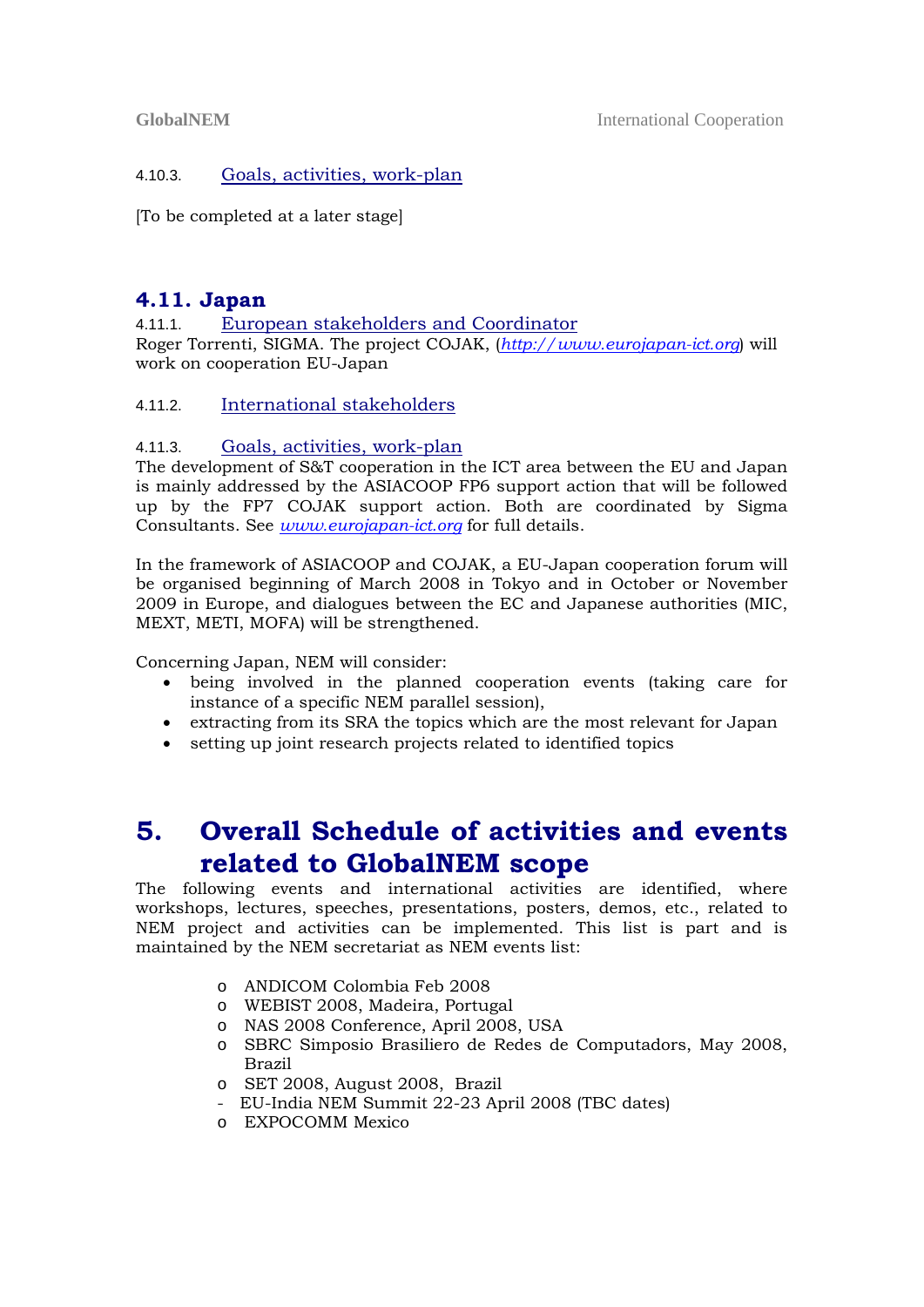#### 4.10.3. Goals, activities, work-plan

[To be completed at a later stage]

### 4.11. Japan

#### 4.11.1. European stakeholders and Coordinator

Roger Torrenti, SIGMA. The project COJAK, (*http://www.eurojapan-ict.org*) will work on cooperation EU-Japan

#### 4.11.2. International stakeholders

#### 4.11.3. Goals, activities, work-plan

The development of S&T cooperation in the ICT area between the EU and Japan is mainly addressed by the ASIACOOP FP6 support action that will be followed up by the FP7 COJAK support action. Both are coordinated by Sigma Consultants. See *www.eurojapan-ict.org* for full details.

In the framework of ASIACOOP and COJAK, a EU-Japan cooperation forum will be organised beginning of March 2008 in Tokyo and in October or November 2009 in Europe, and dialogues between the EC and Japanese authorities (MIC, MEXT, METI, MOFA) will be strengthened.

Concerning Japan, NEM will consider:

- being involved in the planned cooperation events (taking care for instance of a specific NEM parallel session),
- extracting from its SRA the topics which are the most relevant for Japan
- setting up joint research projects related to identified topics

# 5. Overall Schedule of activities and events related to GlobalNEM scope

The following events and international activities are identified, where workshops, lectures, speeches, presentations, posters, demos, etc., related to NEM project and activities can be implemented. This list is part and is maintained by the NEM secretariat as NEM events list:

- ANDICOM Colombia Feb 2008
- WEBIST 2008, Madeira, Portugal
- NAS 2008 Conference, April 2008, USA
- SBRC Simposio Brasiliero de Redes de Computadors, May 2008, Brazil
- SET 2008, August 2008, Brazil
- EU-India NEM Summit 22-23 April 2008 (TBC dates)
- EXPOCOMM Mexico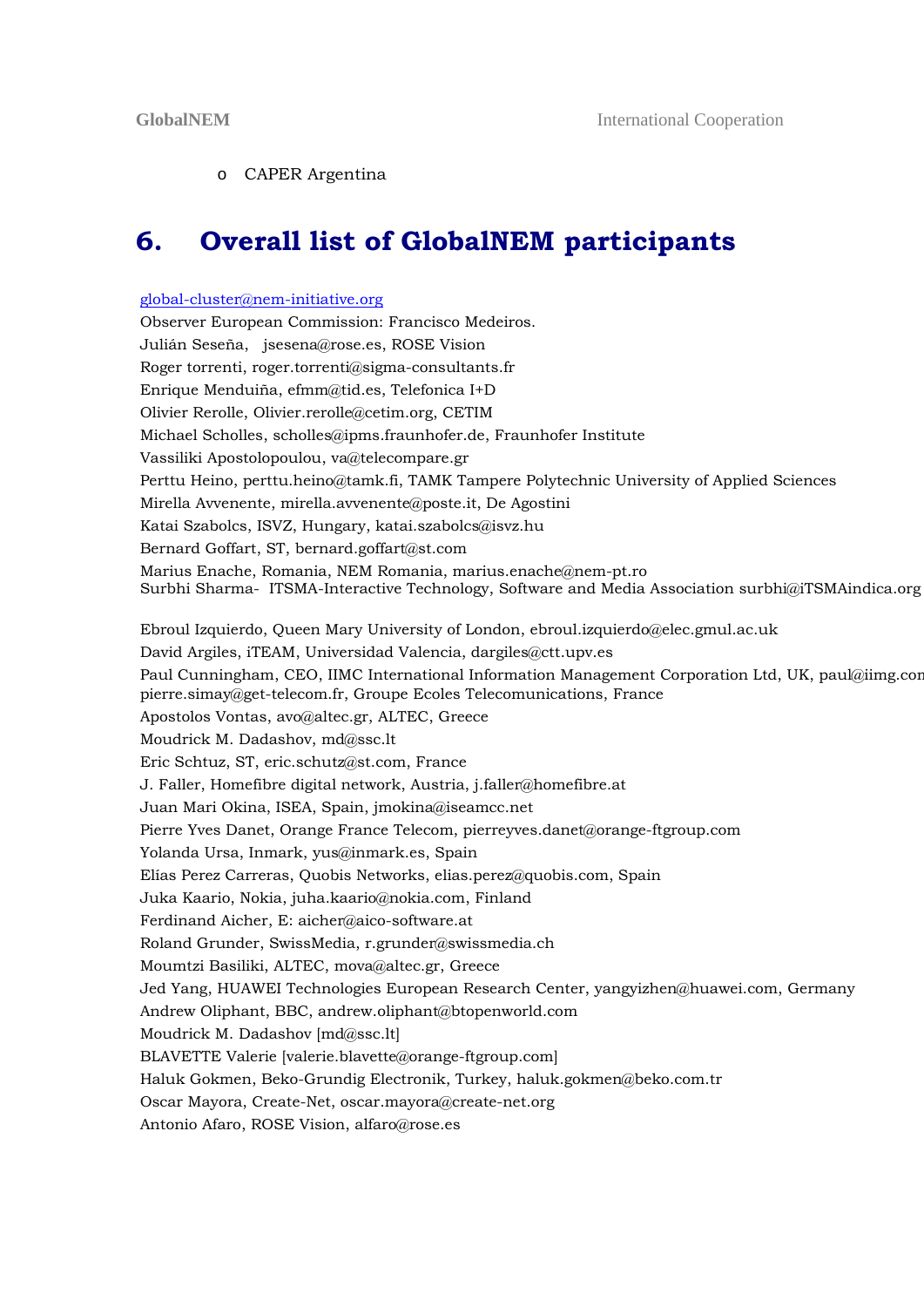- o CAPER Argentina

# 6. Overall list of GlobalNEM participants

global-cluster@nem-initiative.org

Observer European Commission: Francisco Medeiros.

Julián Seseña, jsesena@rose.es, ROSE Vision

Roger torrenti, roger.torrenti@sigma-consultants.fr

Enrique Menduiña, efmm@tid.es, Telefonica I+D

Olivier Rerolle, Olivier.rerolle@cetim.org, CETIM

Michael Scholles, scholles@ipms.fraunhofer.de, Fraunhofer Institute

Vassiliki Apostolopoulou, va@telecompare.gr

Perttu Heino, perttu.heino@tamk.fi, TAMK Tampere Polytechnic University of Applied Sciences

Mirella Avvenente, mirella.avvenente@poste.it, De Agostini

Katai Szabolcs, ISVZ, Hungary, katai.szabolcs@isvz.hu

Bernard Goffart, ST, bernard.goffart@st.com

Marius Enache, Romania, NEM Romania, marius.enache@nem-pt.ro

Surbhi Sharma- ITSMA-Interactive Technology, Software and Media Association surbhi@iTSMAindica.org

Ebroul Izquierdo, Queen Mary University of London, ebroul.izquierdo@elec.gmul.ac.uk

David Argiles, iTEAM, Universidad Valencia, dargiles@ctt.upv.es

Paul Cunningham, CEO, IIMC International Information Management Corporation Ltd, UK, paul@iimg.com

pierre.simay@get-telecom.fr, Groupe Ecoles Telecomunications, France

Apostolos Vontas, avo@altec.gr, ALTEC, Greece

Moudrick M. Dadashov, md@ssc.lt

Eric Schtuz, ST, eric.schutz@st.com, France

J. Faller, Homefibre digital network, Austria, j.faller@homefibre.at

Juan Mari Okina, ISEA, Spain, jmokina@iseamcc.net

Pierre Yves Danet, Orange France Telecom, pierreyves.danet@orange-ftgroup.com

Yolanda Ursa, Inmark, yus@inmark.es, Spain

Elías Perez Carreras, Quobis Networks, elias.perez@quobis.com, Spain

Juka Kaario, Nokia, juha.kaario@nokia.com, Finland

Ferdinand Aicher, E: aicher@aico-software.at

Roland Grunder, SwissMedia, r.grunder@swissmedia.ch

Moumtzi Basiliki, ALTEC, mova@altec.gr, Greece

Jed Yang, HUAWEI Technologies European Research Center, yangyizhen@huawei.com, Germany

Andrew Oliphant, BBC, andrew.oliphant@btopenworld.com

Moudrick M. Dadashov [md@ssc.lt]

BLAVETTE Valerie [valerie.blavette@orange-ftgroup.com]

Haluk Gokmen, Beko-Grundig Electronik, Turkey, haluk.gokmen@beko.com.tr

Oscar Mayora, Create-Net, oscar.mayora@create-net.org

Antonio Afaro, ROSE Vision, alfaro@rose.es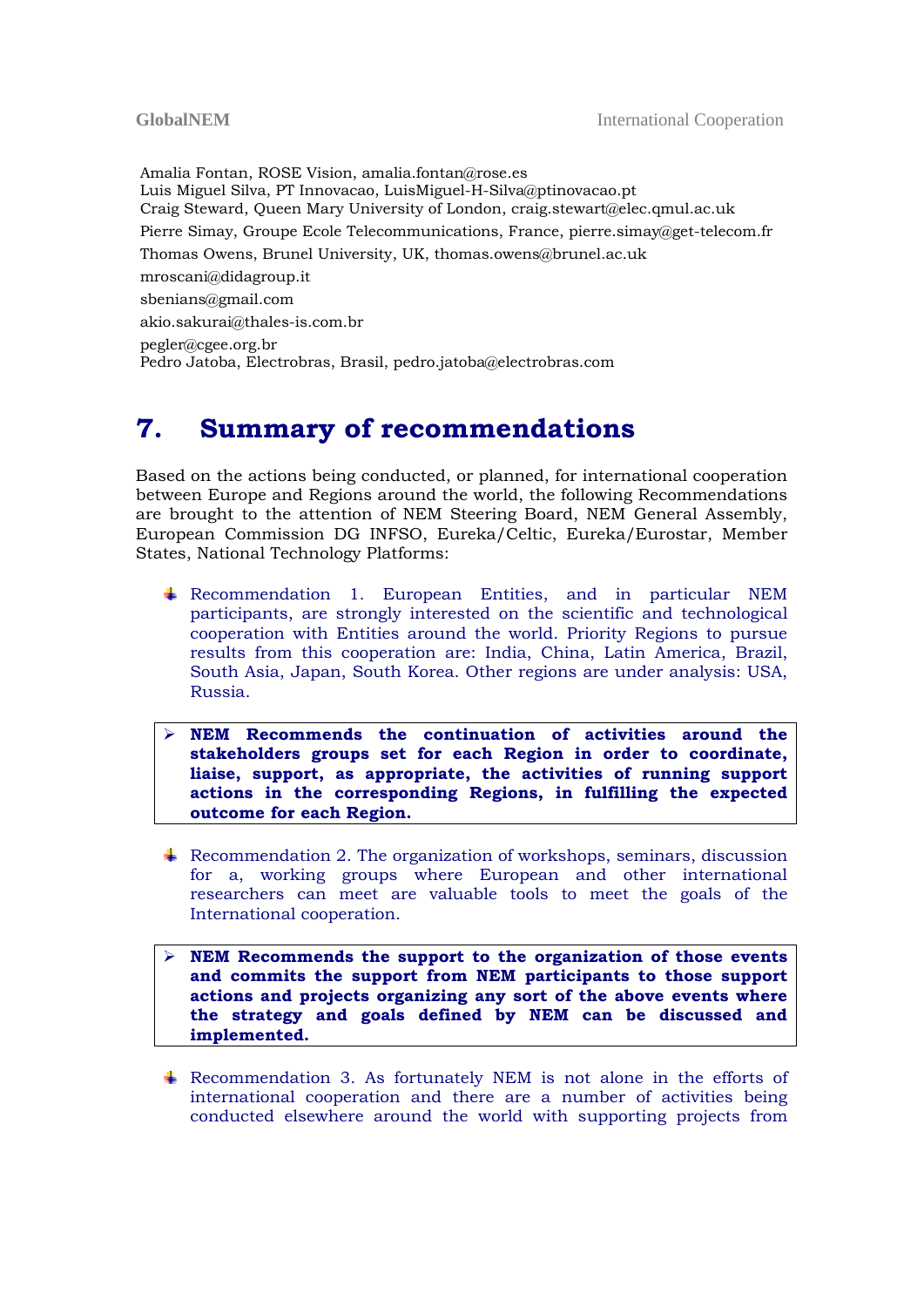Amalia Fontan, ROSE Vision, amalia.fontan@rose.es
Luis Miguel Silva, PT Innovacao, LuisMiguel-H-Silva@ptinovacao.pt
Craig Steward, Queen Mary University of London, craig.stewart@elec.qmul.ac.uk
Pierre Simay, Groupe Ecole Telecommunications, France, pierre.simay@get-telecom.fr
Thomas Owens, Brunel University, UK, thomas.owens@brunel.ac.uk
mroscani@didagroup.it
sbenians@gmail.com
akio.sakurai@thales-is.com.br
pegler@cgee.org.br
Pedro Jatoba, Electrobras, Brasil, pedro.jatoba@electrobras.com

# 7. Summary of recommendations

Based on the actions being conducted, or planned, for international cooperation between Europe and Regions around the world, the following Recommendations are brought to the attention of NEM Steering Board, NEM General Assembly, European Commission DG INFSO, Eureka/Celtic, Eureka/Eurostar, Member States, National Technology Platforms:

- Recommendation 1. European Entities, and in particular NEM participants, are strongly interested on the scientific and technological cooperation with Entities around the world. Priority Regions to pursue results from this cooperation are: India, China, Latin America, Brazil, South Asia, Japan, South Korea. Other regions are under analysis: USA, Russia.

> **NEM Recommends the continuation of activities around the stakeholders groups set for each Region in order to coordinate, liaise, support, as appropriate, the activities of running support actions in the corresponding Regions, in fulfilling the expected outcome for each Region.**

- Recommendation 2. The organization of workshops, seminars, discussion for a, working groups where European and other international researchers can meet are valuable tools to meet the goals of the International cooperation.

> **NEM Recommends the support to the organization of those events and commits the support from NEM participants to those support actions and projects organizing any sort of the above events where the strategy and goals defined by NEM can be discussed and implemented.**

- Recommendation 3. As fortunately NEM is not alone in the efforts of international cooperation and there are a number of activities being conducted elsewhere around the world with supporting projects from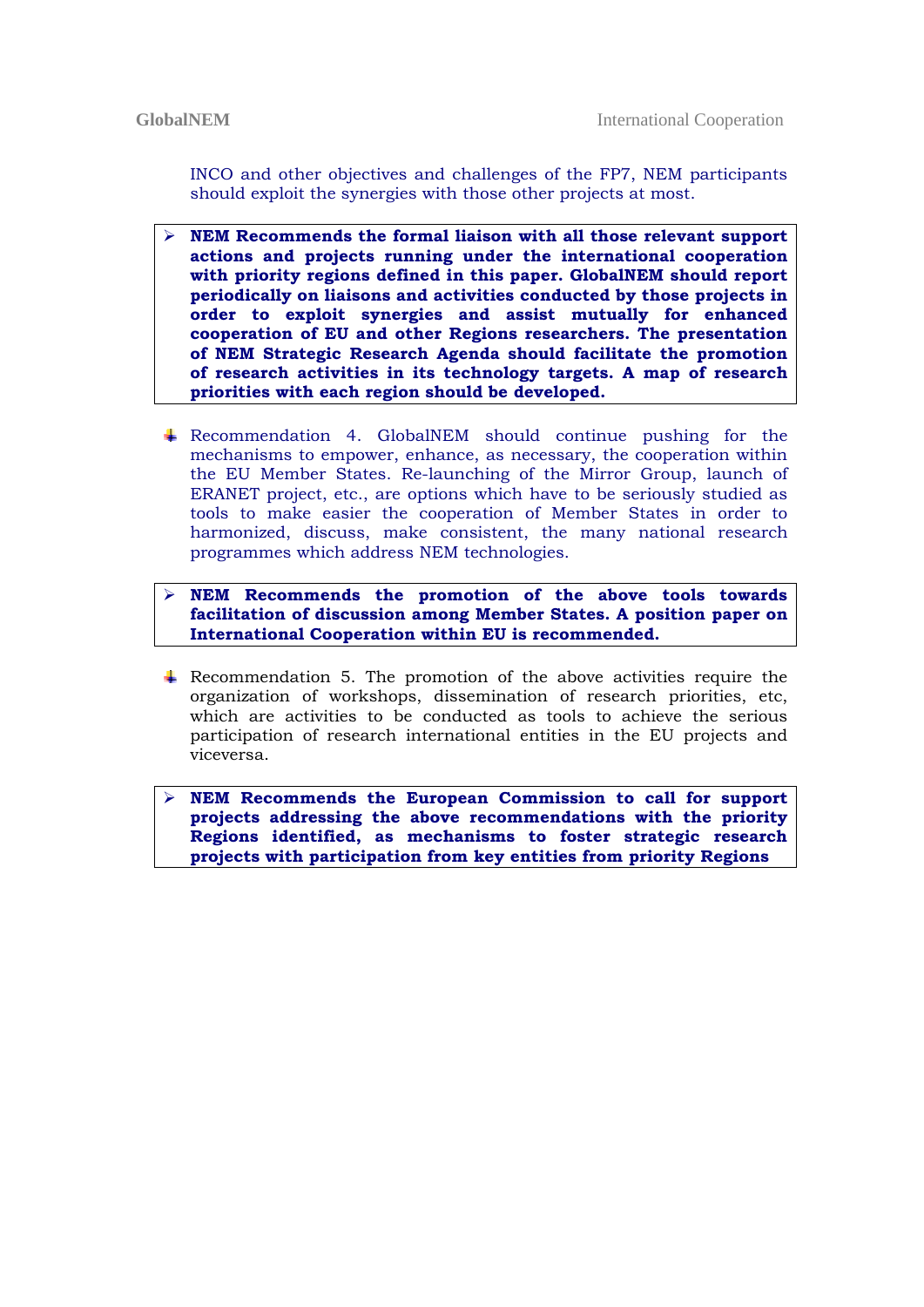INCO and other objectives and challenges of the FP7, NEM participants should exploit the synergies with those other projects at most.

> - **NEM Recommends the formal liaison with all those relevant support actions and projects running under the international cooperation with priority regions defined in this paper. GlobalNEM should report periodically on liaisons and activities conducted by those projects in order to exploit synergies and assist mutually for enhanced cooperation of EU and other Regions researchers. The presentation of NEM Strategic Research Agenda should facilitate the promotion of research activities in its technology targets. A map of research priorities with each region should be developed.**

- Recommendation 4. GlobalNEM should continue pushing for the mechanisms to empower, enhance, as necessary, the cooperation within the EU Member States. Re-launching of the Mirror Group, launch of ERANET project, etc., are options which have to be seriously studied as tools to make easier the cooperation of Member States in order to harmonized, discuss, make consistent, the many national research programmes which address NEM technologies.

> - **NEM Recommends the promotion of the above tools towards facilitation of discussion among Member States. A position paper on International Cooperation within EU is recommended.**

- Recommendation 5. The promotion of the above activities require the organization of workshops, dissemination of research priorities, etc, which are activities to be conducted as tools to achieve the serious participation of research international entities in the EU projects and viceversa.

> - **NEM Recommends the European Commission to call for support projects addressing the above recommendations with the priority Regions identified, as mechanisms to foster strategic research projects with participation from key entities from priority Regions**